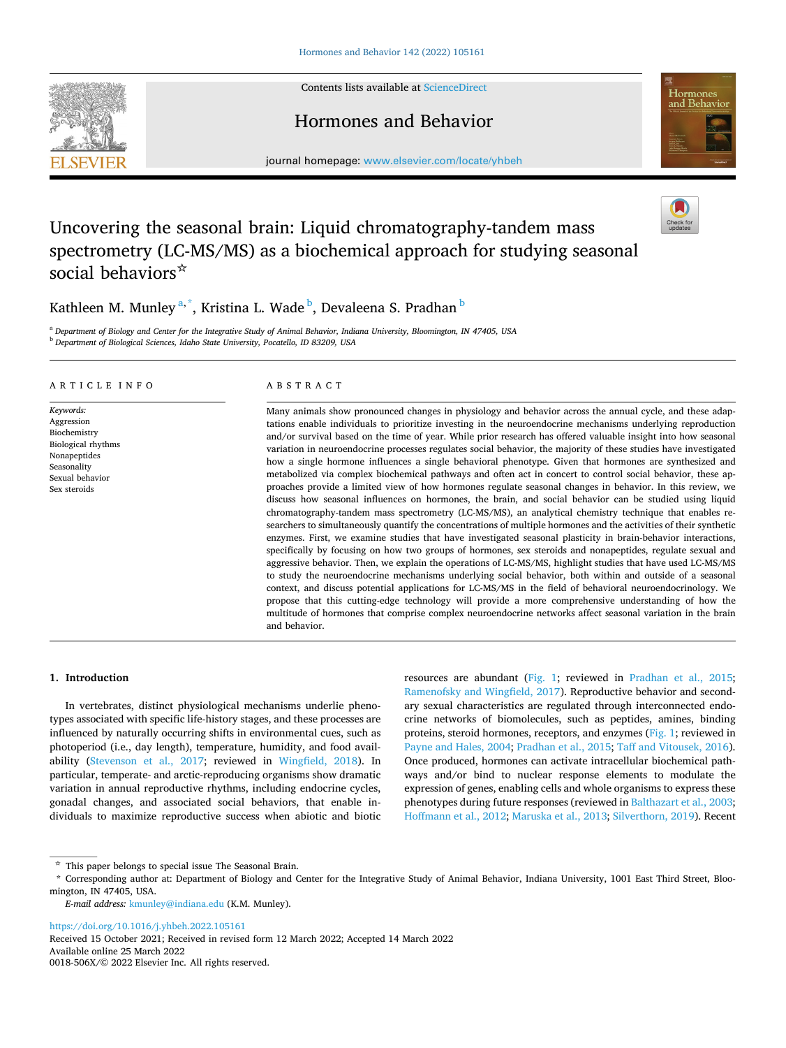# Uncovering the seasonal brain: Liquid chromatography-tandem mass spectrometry (LC-MS/MS) as a biochemical approach for studying seasonal social behaviors☆

Kathleen M. Munley[a,*], Kristina L. Wade[b], Devaleena S. Pradhan[b]

[a] Department of Biology and Center for the Integrative Study of Animal Behavior, Indiana University, Bloomington, IN 47405, USA
[b] Department of Biological Sciences, Idaho State University, Pocatello, ID 83209, USA

**ARTICLE INFO**

*Keywords:*
Aggression
Biochemistry
Biological rhythms
Nonapeptides
Seasonality
Sexual behavior
Sex steroids

**ABSTRACT**

Many animals show pronounced changes in physiology and behavior across the annual cycle, and these adaptations enable individuals to prioritize investing in the neuroendocrine mechanisms underlying reproduction and/or survival based on the time of year. While prior research has offered valuable insight into how seasonal variation in neuroendocrine processes regulates social behavior, the majority of these studies have investigated how a single hormone influences a single behavioral phenotype. Given that hormones are synthesized and metabolized via complex biochemical pathways and often act in concert to control social behavior, these approaches provide a limited view of how hormones regulate seasonal changes in behavior. In this review, we discuss how seasonal influences on hormones, the brain, and social behavior can be studied using liquid chromatography-tandem mass spectrometry (LC-MS/MS), an analytical chemistry technique that enables researchers to simultaneously quantify the concentrations of multiple hormones and the activities of their synthetic enzymes. First, we examine studies that have investigated seasonal plasticity in brain-behavior interactions, specifically by focusing on how two groups of hormones, sex steroids and nonapeptides, regulate sexual and aggressive behavior. Then, we explain the operations of LC-MS/MS, highlight studies that have used LC-MS/MS to study the neuroendocrine mechanisms underlying social behavior, both within and outside of a seasonal context, and discuss potential applications for LC-MS/MS in the field of behavioral neuroendocrinology. We propose that this cutting-edge technology will provide a more comprehensive understanding of how the multitude of hormones that comprise complex neuroendocrine networks affect seasonal variation in the brain and behavior.

## 1. Introduction

In vertebrates, distinct physiological mechanisms underlie phenotypes associated with specific life-history stages, and these processes are influenced by naturally occurring shifts in environmental cues, such as photoperiod (i.e., day length), temperature, humidity, and food availability (Stevenson et al., 2017; reviewed in Wingfield, 2018). In particular, temperate- and arctic-reproducing organisms show dramatic variation in annual reproductive rhythms, including endocrine cycles, gonadal changes, and associated social behaviors, that enable individuals to maximize reproductive success when abiotic and biotic resources are abundant (Fig. 1; reviewed in Pradhan et al., 2015; Ramenofsky and Wingfield, 2017). Reproductive behavior and secondary sexual characteristics are regulated through interconnected endocrine networks of biomolecules, such as peptides, amines, binding proteins, steroid hormones, receptors, and enzymes (Fig. 1; reviewed in Payne and Hales, 2004; Pradhan et al., 2015; Taff and Vitousek, 2016). Once produced, hormones can activate intracellular biochemical pathways and/or bind to nuclear response elements to modulate the expression of genes, enabling cells and whole organisms to express these phenotypes during future responses (reviewed in Balthazart et al., 2003; Hoffmann et al., 2012; Maruska et al., 2013; Silverthorn, 2019). Recent

☆ This paper belongs to special issue The Seasonal Brain.

\* Corresponding author at: Department of Biology and Center for the Integrative Study of Animal Behavior, Indiana University, 1001 East Third Street, Bloomington, IN 47405, USA.

*E-mail address:* kmunley@indiana.edu (K.M. Munley).

https://doi.org/10.1016/j.yhbeh.2022.105161
Received 15 October 2021; Received in revised form 12 March 2022; Accepted 14 March 2022
Available online 25 March 2022
0018-506X/© 2022 Elsevier Inc. All rights reserved.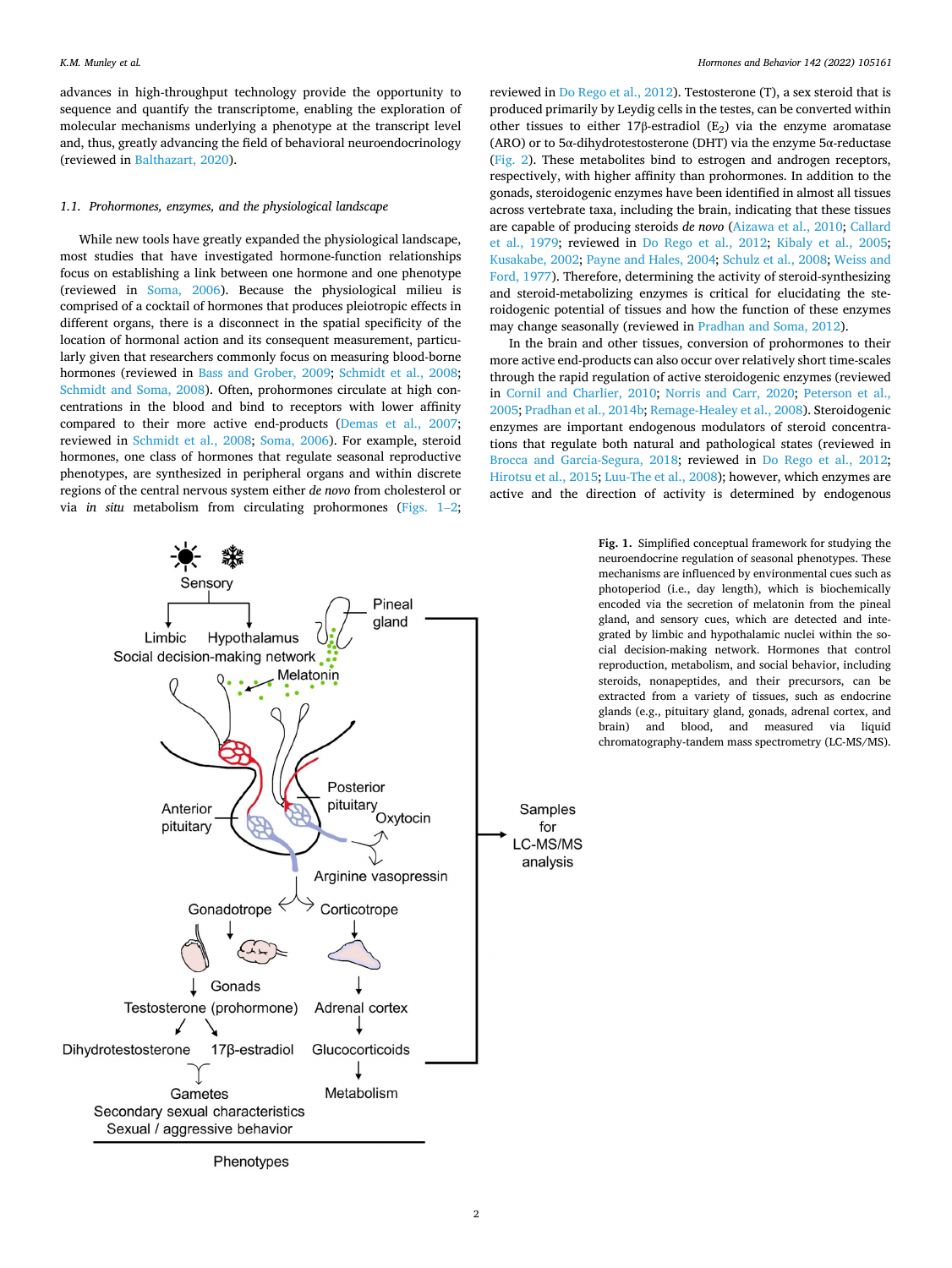advances in high-throughput technology provide the opportunity to sequence and quantify the transcriptome, enabling the exploration of molecular mechanisms underlying a phenotype at the transcript level and, thus, greatly advancing the field of behavioral neuroendocrinology (reviewed in Balthazart, 2020).

### 1.1. *Prohormones, enzymes, and the physiological landscape*

While new tools have greatly expanded the physiological landscape, most studies that have investigated hormone-function relationships focus on establishing a link between one hormone and one phenotype (reviewed in Soma, 2006). Because the physiological milieu is comprised of a cocktail of hormones that produces pleiotropic effects in different organs, there is a disconnect in the spatial specificity of the location of hormonal action and its consequent measurement, particularly given that researchers commonly focus on measuring blood-borne hormones (reviewed in Bass and Grober, 2009; Schmidt et al., 2008; Schmidt and Soma, 2008). Often, prohormones circulate at high concentrations in the blood and bind to receptors with lower affinity compared to their more active end-products (Demas et al., 2007; reviewed in Schmidt et al., 2008; Soma, 2006). For example, steroid hormones, one class of hormones that regulate seasonal reproductive phenotypes, are synthesized in peripheral organs and within discrete regions of the central nervous system either *de novo* from cholesterol or via *in situ* metabolism from circulating prohormones (Figs. 1–2; reviewed in Do Rego et al., 2012). Testosterone (T), a sex steroid that is produced primarily by Leydig cells in the testes, can be converted within other tissues to either 17β-estradiol ($E_2$) via the enzyme aromatase (ARO) or to 5α-dihydrotestosterone (DHT) via the enzyme 5α-reductase (Fig. 2). These metabolites bind to estrogen and androgen receptors, respectively, with higher affinity than prohormones. In addition to the gonads, steroidogenic enzymes have been identified in almost all tissues across vertebrate taxa, including the brain, indicating that these tissues are capable of producing steroids *de novo* (Aizawa et al., 2010; Callard et al., 1979; reviewed in Do Rego et al., 2012; Kibaly et al., 2005; Kusakabe, 2002; Payne and Hales, 2004; Schulz et al., 2008; Weiss and Ford, 1977). Therefore, determining the activity of steroid-synthesizing and steroid-metabolizing enzymes is critical for elucidating the steroidogenic potential of tissues and how the function of these enzymes may change seasonally (reviewed in Pradhan and Soma, 2012).

In the brain and other tissues, conversion of prohormones to their more active end-products can also occur over relatively short time-scales through the rapid regulation of active steroidogenic enzymes (reviewed in Cornil and Charlier, 2010; Norris and Carr, 2020; Peterson et al., 2005; Pradhan et al., 2014b; Remage-Healey et al., 2008). Steroidogenic enzymes are important endogenous modulators of steroid concentrations that regulate both natural and pathological states (reviewed in Brocca and Garcia-Segura, 2018; reviewed in Do Rego et al., 2012; Hirotsu et al., 2015; Luu-The et al., 2008); however, which enzymes are active and the direction of activity is determined by endogenous

**Fig. 1.** Simplified conceptual framework for studying the neuroendocrine regulation of seasonal phenotypes. These mechanisms are influenced by environmental cues such as photoperiod (i.e., day length), which is biochemically encoded via the secretion of melatonin from the pineal gland, and sensory cues, which are detected and integrated by limbic and hypothalamic nuclei within the social decision-making network. Hormones that control reproduction, metabolism, and social behavior, including steroids, nonapeptides, and their precursors, can be extracted from a variety of tissues, such as endocrine glands (e.g., pituitary gland, gonads, adrenal cortex, and brain) and blood, and measured via liquid chromatography-tandem mass spectrometry (LC-MS/MS).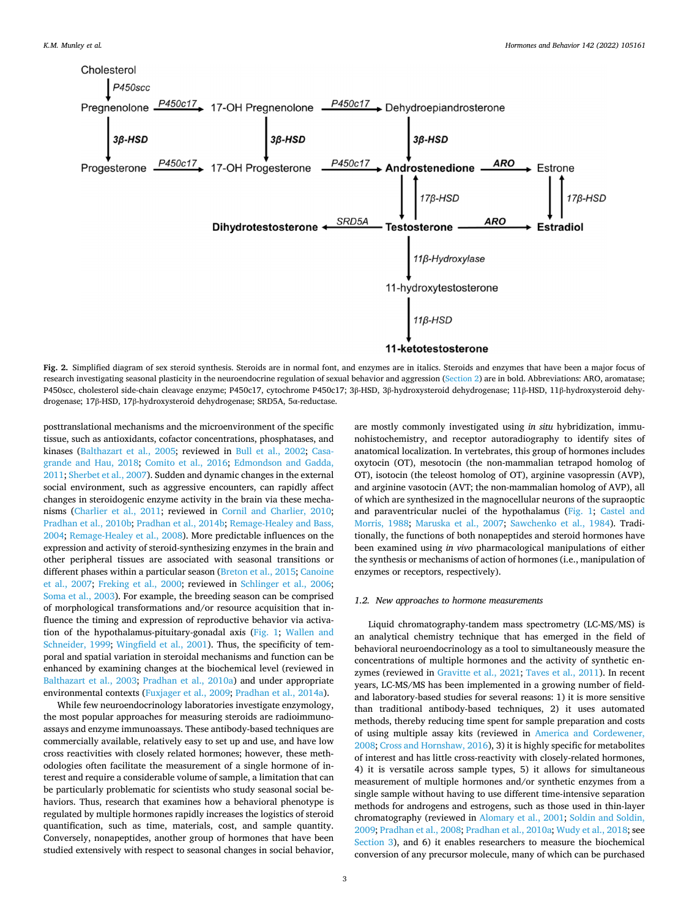**Fig. 2.** Simplified diagram of sex steroid synthesis. Steroids are in normal font, and enzymes are in italics. Steroids and enzymes that have been a major focus of research investigating seasonal plasticity in the neuroendocrine regulation of sexual behavior and aggression (Section 2) are in bold. Abbreviations: ARO, aromatase; P450scc, cholesterol side-chain cleavage enzyme; P450c17, cytochrome P450c17; 3β-HSD, 3β-hydroxysteroid dehydrogenase; 11β-HSD, 11β-hydroxysteroid dehydrogenase; 17β-HSD, 17β-hydroxysteroid dehydrogenase; SRD5A, 5α-reductase.

posttranslational mechanisms and the microenvironment of the specific tissue, such as antioxidants, cofactor concentrations, phosphatases, and kinases (Balthazart et al., 2005; reviewed in Bull et al., 2002; Casagrande and Hau, 2018; Comito et al., 2016; Edmondson and Gadda, 2011; Sherbet et al., 2007). Sudden and dynamic changes in the external social environment, such as aggressive encounters, can rapidly affect changes in steroidogenic enzyme activity in the brain via these mechanisms (Charlier et al., 2011; reviewed in Cornil and Charlier, 2010; Pradhan et al., 2010b; Pradhan et al., 2014b; Remage-Healey and Bass, 2004; Remage-Healey et al., 2008). More predictable influences on the expression and activity of steroid-synthesizing enzymes in the brain and other peripheral tissues are associated with seasonal transitions or different phases within a particular season (Breton et al., 2015; Canoine et al., 2007; Freking et al., 2000; reviewed in Schlinger et al., 2006; Soma et al., 2003). For example, the breeding season can be comprised of morphological transformations and/or resource acquisition that influence the timing and expression of reproductive behavior via activation of the hypothalamus-pituitary-gonadal axis (Fig. 1; Wallen and Schneider, 1999; Wingfield et al., 2001). Thus, the specificity of temporal and spatial variation in steroidal mechanisms and function can be enhanced by examining changes at the biochemical level (reviewed in Balthazart et al., 2003; Pradhan et al., 2010a) and under appropriate environmental contexts (Fuxjager et al., 2009; Pradhan et al., 2014a).

While few neuroendocrinology laboratories investigate enzymology, the most popular approaches for measuring steroids are radioimmunoassays and enzyme immunoassays. These antibody-based techniques are commercially available, relatively easy to set up and use, and have low cross reactivities with closely related hormones; however, these methodologies often facilitate the measurement of a single hormone of interest and require a considerable volume of sample, a limitation that can be particularly problematic for scientists who study seasonal social behaviors. Thus, research that examines how a behavioral phenotype is regulated by multiple hormones rapidly increases the logistics of steroid quantification, such as time, materials, cost, and sample quantity. Conversely, nonapeptides, another group of hormones that have been studied extensively with respect to seasonal changes in social behavior, are mostly commonly investigated using *in situ* hybridization, immunohistochemistry, and receptor autoradiography to identify sites of anatomical localization. In vertebrates, this group of hormones includes oxytocin (OT), mesotocin (the non-mammalian tetrapod homolog of OT), isotocin (the teleost homolog of OT), arginine vasopressin (AVP), and arginine vasotocin (AVT; the non-mammalian homolog of AVP), all of which are synthesized in the magnocellular neurons of the supraoptic and paraventricular nuclei of the hypothalamus (Fig. 1; Castel and Morris, 1988; Maruska et al., 2007; Sawchenko et al., 1984). Traditionally, the functions of both nonapeptides and steroid hormones have been examined using *in vivo* pharmacological manipulations of either the synthesis or mechanisms of action of hormones (i.e., manipulation of enzymes or receptors, respectively).

### 1.2. New approaches to hormone measurements

Liquid chromatography-tandem mass spectrometry (LC-MS/MS) is an analytical chemistry technique that has emerged in the field of behavioral neuroendocrinology as a tool to simultaneously measure the concentrations of multiple hormones and the activity of synthetic enzymes (reviewed in Gravitte et al., 2021; Taves et al., 2011). In recent years, LC-MS/MS has been implemented in a growing number of field- and laboratory-based studies for several reasons: 1) it is more sensitive than traditional antibody-based techniques, 2) it uses automated methods, thereby reducing time spent for sample preparation and costs of using multiple assay kits (reviewed in America and Cordewener, 2008; Cross and Hornshaw, 2016), 3) it is highly specific for metabolites of interest and has little cross-reactivity with closely-related hormones, 4) it is versatile across sample types, 5) it allows for simultaneous measurement of multiple hormones and/or synthetic enzymes from a single sample without having to use different time-intensive separation methods for androgens and estrogens, such as those used in thin-layer chromatography (reviewed in Alomary et al., 2001; Soldin and Soldin, 2009; Pradhan et al., 2008; Pradhan et al., 2010a; Wudy et al., 2018; see Section 3), and 6) it enables researchers to measure the biochemical conversion of any precursor molecule, many of which can be purchased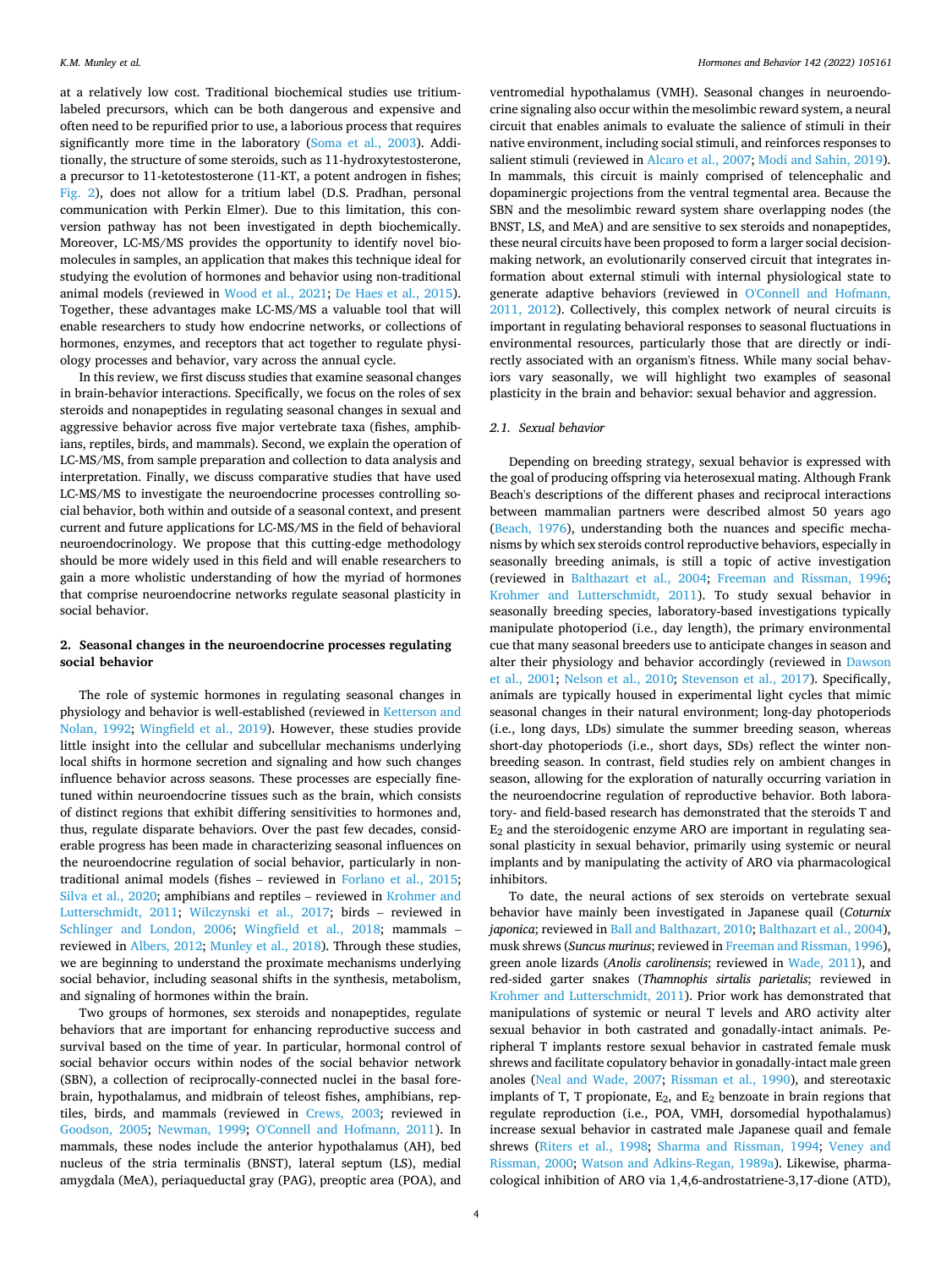at a relatively low cost. Traditional biochemical studies use tritium-labeled precursors, which can be both dangerous and expensive and often need to be repurified prior to use, a laborious process that requires significantly more time in the laboratory (Soma et al., 2003). Additionally, the structure of some steroids, such as 11-hydroxytestosterone, a precursor to 11-ketotestosterone (11-KT, a potent androgen in fishes; Fig. 2), does not allow for a tritium label (D.S. Pradhan, personal communication with Perkin Elmer). Due to this limitation, this conversion pathway has not been investigated in depth biochemically. Moreover, LC-MS/MS provides the opportunity to identify novel biomolecules in samples, an application that makes this technique ideal for studying the evolution of hormones and behavior using non-traditional animal models (reviewed in Wood et al., 2021; De Haes et al., 2015). Together, these advantages make LC-MS/MS a valuable tool that will enable researchers to study how endocrine networks, or collections of hormones, enzymes, and receptors that act together to regulate physiology processes and behavior, vary across the annual cycle.

In this review, we first discuss studies that examine seasonal changes in brain-behavior interactions. Specifically, we focus on the roles of sex steroids and nonapeptides in regulating seasonal changes in sexual and aggressive behavior across five major vertebrate taxa (fishes, amphibians, reptiles, birds, and mammals). Second, we explain the operation of LC-MS/MS, from sample preparation and collection to data analysis and interpretation. Finally, we discuss comparative studies that have used LC-MS/MS to investigate the neuroendocrine processes controlling social behavior, both within and outside of a seasonal context, and present current and future applications for LC-MS/MS in the field of behavioral neuroendocrinology. We propose that this cutting-edge methodology should be more widely used in this field and will enable researchers to gain a more wholistic understanding of how the myriad of hormones that comprise neuroendocrine networks regulate seasonal plasticity in social behavior.

## 2. Seasonal changes in the neuroendocrine processes regulating social behavior

The role of systemic hormones in regulating seasonal changes in physiology and behavior is well-established (reviewed in Ketterson and Nolan, 1992; Wingfield et al., 2019). However, these studies provide little insight into the cellular and subcellular mechanisms underlying local shifts in hormone secretion and signaling and how such changes influence behavior across seasons. These processes are especially fine-tuned within neuroendocrine tissues such as the brain, which consists of distinct regions that exhibit differing sensitivities to hormones and, thus, regulate disparate behaviors. Over the past few decades, considerable progress has been made in characterizing seasonal influences on the neuroendocrine regulation of social behavior, particularly in non-traditional animal models (fishes – reviewed in Forlano et al., 2015; Silva et al., 2020; amphibians and reptiles – reviewed in Krohmer and Lutterschmidt, 2011; Wilczynski et al., 2017; birds – reviewed in Schlinger and London, 2006; Wingfield et al., 2018; mammals – reviewed in Albers, 2012; Munley et al., 2018). Through these studies, we are beginning to understand the proximate mechanisms underlying social behavior, including seasonal shifts in the synthesis, metabolism, and signaling of hormones within the brain.

Two groups of hormones, sex steroids and nonapeptides, regulate behaviors that are important for enhancing reproductive success and survival based on the time of year. In particular, hormonal control of social behavior occurs within nodes of the social behavior network (SBN), a collection of reciprocally-connected nuclei in the basal forebrain, hypothalamus, and midbrain of teleost fishes, amphibians, reptiles, birds, and mammals (reviewed in Crews, 2003; reviewed in Goodson, 2005; Newman, 1999; O'Connell and Hofmann, 2011). In mammals, these nodes include the anterior hypothalamus (AH), bed nucleus of the stria terminalis (BNST), lateral septum (LS), medial amygdala (MeA), periaqueductal gray (PAG), preoptic area (POA), and ventromedial hypothalamus (VMH). Seasonal changes in neuroendocrine signaling also occur within the mesolimbic reward system, a neural circuit that enables animals to evaluate the salience of stimuli in their native environment, including social stimuli, and reinforces responses to salient stimuli (reviewed in Alcaro et al., 2007; Modi and Sahin, 2019). In mammals, this circuit is mainly comprised of telencephalic and dopaminergic projections from the ventral tegmental area. Because the SBN and the mesolimbic reward system share overlapping nodes (the BNST, LS, and MeA) and are sensitive to sex steroids and nonapeptides, these neural circuits have been proposed to form a larger social decision-making network, an evolutionarily conserved circuit that integrates information about external stimuli with internal physiological state to generate adaptive behaviors (reviewed in O'Connell and Hofmann, 2011, 2012). Collectively, this complex network of neural circuits is important in regulating behavioral responses to seasonal fluctuations in environmental resources, particularly those that are directly or indirectly associated with an organism's fitness. While many social behaviors vary seasonally, we will highlight two examples of seasonal plasticity in the brain and behavior: sexual behavior and aggression.

### 2.1. Sexual behavior

Depending on breeding strategy, sexual behavior is expressed with the goal of producing offspring via heterosexual mating. Although Frank Beach's descriptions of the different phases and reciprocal interactions between mammalian partners were described almost 50 years ago (Beach, 1976), understanding both the nuances and specific mechanisms by which sex steroids control reproductive behaviors, especially in seasonally breeding animals, is still a topic of active investigation (reviewed in Balthazart et al., 2004; Freeman and Rissman, 1996; Krohmer and Lutterschmidt, 2011). To study sexual behavior in seasonally breeding species, laboratory-based investigations typically manipulate photoperiod (i.e., day length), the primary environmental cue that many seasonal breeders use to anticipate changes in season and alter their physiology and behavior accordingly (reviewed in Dawson et al., 2001; Nelson et al., 2010; Stevenson et al., 2017). Specifically, animals are typically housed in experimental light cycles that mimic seasonal changes in their natural environment; long-day photoperiods (i.e., long days, LDs) simulate the summer breeding season, whereas short-day photoperiods (i.e., short days, SDs) reflect the winter non-breeding season. In contrast, field studies rely on ambient changes in season, allowing for the exploration of naturally occurring variation in the neuroendocrine regulation of reproductive behavior. Both laboratory- and field-based research has demonstrated that the steroids T and $E_2$ and the steroidogenic enzyme ARO are important in regulating seasonal plasticity in sexual behavior, primarily using systemic or neural implants and by manipulating the activity of ARO via pharmacological inhibitors.

To date, the neural actions of sex steroids on vertebrate sexual behavior have mainly been investigated in Japanese quail (*Coturnix japonica*; reviewed in Ball and Balthazart, 2010; Balthazart et al., 2004), musk shrews (*Suncus murinus*; reviewed in Freeman and Rissman, 1996), green anole lizards (*Anolis carolinensis*; reviewed in Wade, 2011), and red-sided garter snakes (*Thamnophis sirtalis parietalis*; reviewed in Krohmer and Lutterschmidt, 2011). Prior work has demonstrated that manipulations of systemic or neural T levels and ARO activity alter sexual behavior in both castrated and gonadally-intact animals. Peripheral T implants restore sexual behavior in castrated female musk shrews and facilitate copulatory behavior in gonadally-intact male green anoles (Neal and Wade, 2007; Rissman et al., 1990), and stereotaxic implants of T, T propionate, $E_2$, and $E_2$ benzoate in brain regions that regulate reproduction (i.e., POA, VMH, dorsomedial hypothalamus) increase sexual behavior in castrated male Japanese quail and female shrews (Riters et al., 1998; Sharma and Rissman, 1994; Veney and Rissman, 2000; Watson and Adkins-Regan, 1989a). Likewise, pharmacological inhibition of ARO via 1,4,6-androstatriene-3,17-dione (ATD),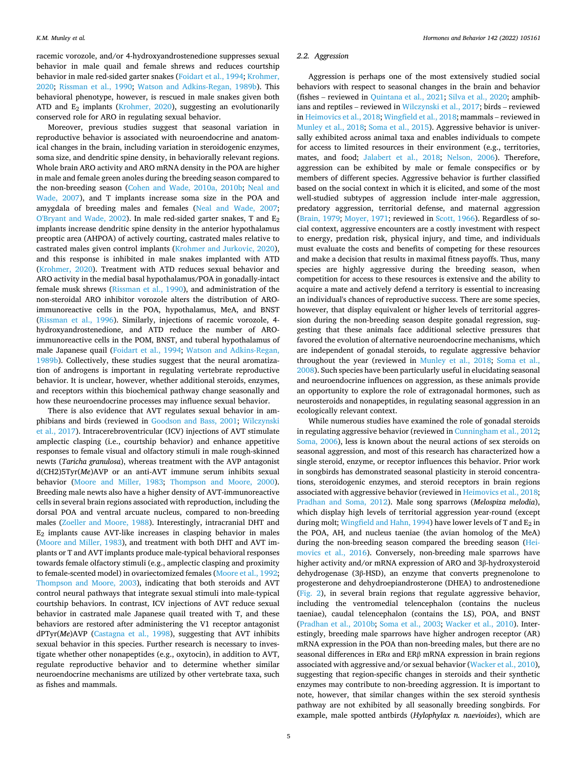racemic vorozole, and/or 4-hydroxyandrostenedione suppresses sexual behavior in male quail and female shrews and reduces courtship behavior in male red-sided garter snakes (Foidart et al., 1994; Krohmer, 2020; Rissman et al., 1990; Watson and Adkins-Regan, 1989b). This behavioral phenotype, however, is rescued in male snakes given both ATD and $E_2$ implants (Krohmer, 2020), suggesting an evolutionarily conserved role for ARO in regulating sexual behavior.

Moreover, previous studies suggest that seasonal variation in reproductive behavior is associated with neuroendocrine and anatomical changes in the brain, including variation in steroidogenic enzymes, soma size, and dendritic spine density, in behaviorally relevant regions. Whole brain ARO activity and ARO mRNA density in the POA are higher in male and female green anoles during the breeding season compared to the non-breeding season (Cohen and Wade, 2010a, 2010b; Neal and Wade, 2007), and T implants increase soma size in the POA and amygdala of breeding males and females (Neal and Wade, 2007; O'Bryant and Wade, 2002). In male red-sided garter snakes, T and $E_2$ implants increase dendritic spine density in the anterior hypothalamus preoptic area (AHPOA) of actively courting, castrated males relative to castrated males given control implants (Krohmer and Jurkovic, 2020), and this response is inhibited in male snakes implanted with ATD (Krohmer, 2020). Treatment with ATD reduces sexual behavior and ARO activity in the medial basal hypothalamus/POA in gonadally-intact female musk shrews (Rissman et al., 1990), and administration of the non-steroidal ARO inhibitor vorozole alters the distribution of ARO-immunoreactive cells in the POA, hypothalamus, MeA, and BNST (Rissman et al., 1996). Similarly, injections of racemic vorozole, 4-hydroxyandrostenedione, and ATD reduce the number of ARO-immunoreactive cells in the POM, BNST, and tuberal hypothalamus of male Japanese quail (Foidart et al., 1994; Watson and Adkins-Regan, 1989b). Collectively, these studies suggest that the neural aromatization of androgens is important in regulating vertebrate reproductive behavior. It is unclear, however, whether additional steroids, enzymes, and receptors within this biochemical pathway change seasonally and how these neuroendocrine processes may influence sexual behavior.

There is also evidence that AVT regulates sexual behavior in amphibians and birds (reviewed in Goodson and Bass, 2001; Wilczynski et al., 2017). Intracerebroventricular (ICV) injections of AVT stimulate amplectic clasping (i.e., courtship behavior) and enhance appetitive responses to female visual and olfactory stimuli in male rough-skinned newts (*Taricha granulosa*), whereas treatment with the AVP antagonist d(CH2)5Tyr(*Me*)AVP or an anti-AVT immune serum inhibits sexual behavior (Moore and Miller, 1983; Thompson and Moore, 2000). Breeding male newts also have a higher density of AVT-immunoreactive cells in several brain regions associated with reproduction, including the dorsal POA and ventral arcuate nucleus, compared to non-breeding males (Zoeller and Moore, 1988). Interestingly, intracranial DHT and $E_2$ implants cause AVT-like increases in clasping behavior in males (Moore and Miller, 1983), and treatment with both DHT and AVT implants or T and AVT implants produce male-typical behavioral responses towards female olfactory stimuli (e.g., amplectic clasping and proximity to female-scented model) in ovariectomized females (Moore et al., 1992; Thompson and Moore, 2003), indicating that both steroids and AVT control neural pathways that integrate sexual stimuli into male-typical courtship behaviors. In contrast, ICV injections of AVT reduce sexual behavior in castrated male Japanese quail treated with T, and these behaviors are restored after administering the V1 receptor antagonist dPTyr(*Me*)AVP (Castagna et al., 1998), suggesting that AVT inhibits sexual behavior in this species. Further research is necessary to investigate whether other nonapeptides (e.g., oxytocin), in addition to AVT, regulate reproductive behavior and to determine whether similar neuroendocrine mechanisms are utilized by other vertebrate taxa, such as fishes and mammals.

### 2.2. Aggression

Aggression is perhaps one of the most extensively studied social behaviors with respect to seasonal changes in the brain and behavior (fishes – reviewed in Quintana et al., 2021; Silva et al., 2020; amphibians and reptiles – reviewed in Wilczynski et al., 2017; birds – reviewed in Heimovics et al., 2018; Wingfield et al., 2018; mammals – reviewed in Munley et al., 2018; Soma et al., 2015). Aggressive behavior is universally exhibited across animal taxa and enables individuals to compete for access to limited resources in their environment (e.g., territories, mates, and food; Jalabert et al., 2018; Nelson, 2006). Therefore, aggression can be exhibited by male or female conspecifics or by members of different species. Aggressive behavior is further classified based on the social context in which it is elicited, and some of the most well-studied subtypes of aggression include inter-male aggression, predatory aggression, territorial defense, and maternal aggression (Brain, 1979; Moyer, 1971; reviewed in Scott, 1966). Regardless of social context, aggressive encounters are a costly investment with respect to energy, predation risk, physical injury, and time, and individuals must evaluate the costs and benefits of competing for these resources and make a decision that results in maximal fitness payoffs. Thus, many species are highly aggressive during the breeding season, when competition for access to these resources is extensive and the ability to acquire a mate and actively defend a territory is essential to increasing an individual's chances of reproductive success. There are some species, however, that display equivalent or higher levels of territorial aggression during the non-breeding season despite gonadal regression, suggesting that these animals face additional selective pressures that favored the evolution of alternative neuroendocrine mechanisms, which are independent of gonadal steroids, to regulate aggressive behavior throughout the year (reviewed in Munley et al., 2018; Soma et al., 2008). Such species have been particularly useful in elucidating seasonal and neuroendocrine influences on aggression, as these animals provide an opportunity to explore the role of extragonadal hormones, such as neurosteroids and nonapeptides, in regulating seasonal aggression in an ecologically relevant context.

While numerous studies have examined the role of gonadal steroids in regulating aggressive behavior (reviewed in Cunningham et al., 2012; Soma, 2006), less is known about the neural actions of sex steroids on seasonal aggression, and most of this research has characterized how a single steroid, enzyme, or receptor influences this behavior. Prior work in songbirds has demonstrated seasonal plasticity in steroid concentrations, steroidogenic enzymes, and steroid receptors in brain regions associated with aggressive behavior (reviewed in Heimovics et al., 2018; Pradhan and Soma, 2012). Male song sparrows (*Melospiza melodia*), which display high levels of territorial aggression year-round (except during molt; Wingfield and Hahn, 1994) have lower levels of T and $E_2$ in the POA, AH, and nucleus taeniae (the avian homolog of the MeA) during the non-breeding season compared the breeding season (Heimovics et al., 2016). Conversely, non-breeding male sparrows have higher activity and/or mRNA expression of ARO and 3β-hydroxysteroid dehydrogenase (3β-HSD), an enzyme that converts pregnenolone to progesterone and dehydroepiandrosterone (DHEA) to androstenedione (Fig. 2), in several brain regions that regulate aggressive behavior, including the ventromedial telencephalon (contains the nucleus taeniae), caudal telencephalon (contains the LS), POA, and BNST (Pradhan et al., 2010b; Soma et al., 2003; Wacker et al., 2010). Interestingly, breeding male sparrows have higher androgen receptor (AR) mRNA expression in the POA than non-breeding males, but there are no seasonal differences in ERα and ERβ mRNA expression in brain regions associated with aggressive and/or sexual behavior (Wacker et al., 2010), suggesting that region-specific changes in steroids and their synthetic enzymes may contribute to non-breeding aggression. It is important to note, however, that similar changes within the sex steroid synthesis pathway are not exhibited by all seasonally breeding songbirds. For example, male spotted antbirds (*Hylophylax n. naevioides*), which are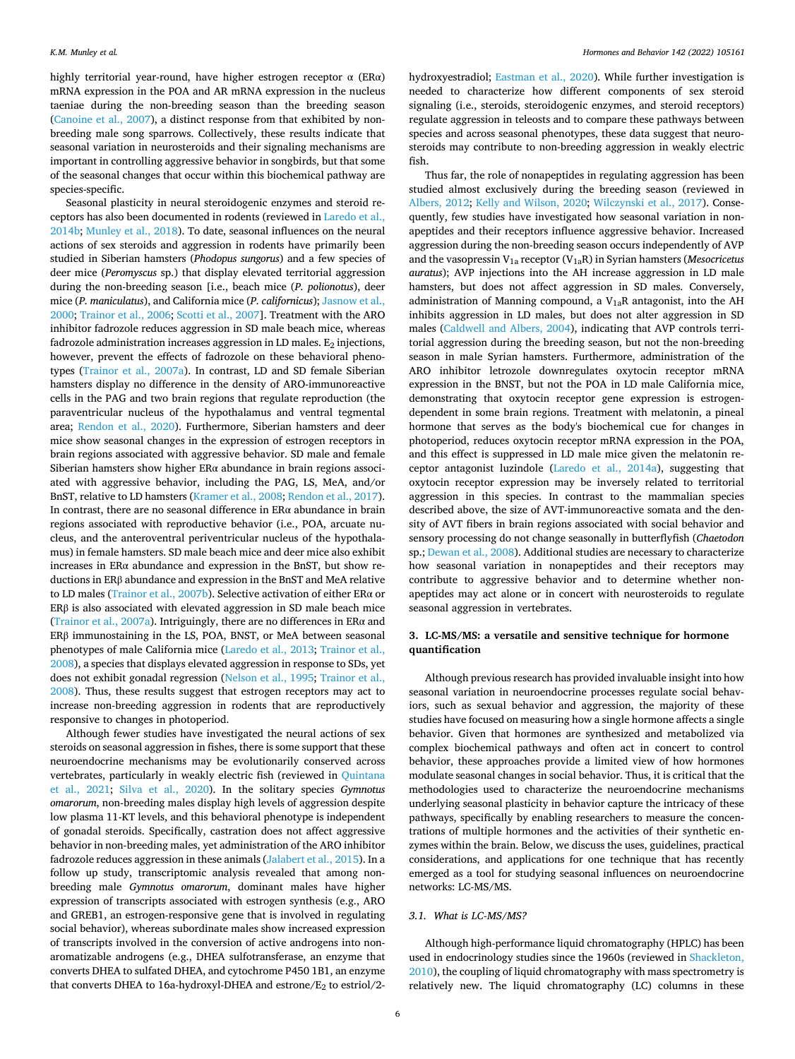highly territorial year-round, have higher estrogen receptor α (ERα) mRNA expression in the POA and AR mRNA expression in the nucleus taeniae during the non-breeding season than the breeding season (Canoine et al., 2007), a distinct response from that exhibited by non-breeding male song sparrows. Collectively, these results indicate that seasonal variation in neurosteroids and their signaling mechanisms are important in controlling aggressive behavior in songbirds, but that some of the seasonal changes that occur within this biochemical pathway are species-specific.

Seasonal plasticity in neural steroidogenic enzymes and steroid receptors has also been documented in rodents (reviewed in Laredo et al., 2014b; Munley et al., 2018). To date, seasonal influences on the neural actions of sex steroids and aggression in rodents have primarily been studied in Siberian hamsters (*Phodopus sungorus*) and a few species of deer mice (*Peromyscus* sp.) that display elevated territorial aggression during the non-breeding season [i.e., beach mice (*P. polionotus*), deer mice (*P. maniculatus*), and California mice (*P. californicus*); Jasnow et al., 2000; Trainor et al., 2006; Scotti et al., 2007]. Treatment with the ARO inhibitor fadrozole reduces aggression in SD male beach mice, whereas fadrozole administration increases aggression in LD males. $E_2$ injections, however, prevent the effects of fadrozole on these behavioral phenotypes (Trainor et al., 2007a). In contrast, LD and SD female Siberian hamsters display no difference in the density of ARO-immunoreactive cells in the PAG and two brain regions that regulate reproduction (the paraventricular nucleus of the hypothalamus and ventral tegmental area; Rendon et al., 2020). Furthermore, Siberian hamsters and deer mice show seasonal changes in the expression of estrogen receptors in brain regions associated with aggressive behavior. SD male and female Siberian hamsters show higher ERα abundance in brain regions associated with aggressive behavior, including the PAG, LS, MeA, and/or BnST, relative to LD hamsters (Kramer et al., 2008; Rendon et al., 2017). In contrast, there are no seasonal difference in ERα abundance in brain regions associated with reproductive behavior (i.e., POA, arcuate nucleus, and the anteroventral periventricular nucleus of the hypothalamus) in female hamsters. SD male beach mice and deer mice also exhibit increases in ERα abundance and expression in the BnST, but show reductions in ERβ abundance and expression in the BnST and MeA relative to LD males (Trainor et al., 2007b). Selective activation of either ERα or ERβ is also associated with elevated aggression in SD male beach mice (Trainor et al., 2007a). Intriguingly, there are no differences in ERα and ERβ immunostaining in the LS, POA, BNST, or MeA between seasonal phenotypes of male California mice (Laredo et al., 2013; Trainor et al., 2008), a species that displays elevated aggression in response to SDs, yet does not exhibit gonadal regression (Nelson et al., 1995; Trainor et al., 2008). Thus, these results suggest that estrogen receptors may act to increase non-breeding aggression in rodents that are reproductively responsive to changes in photoperiod.

Although fewer studies have investigated the neural actions of sex steroids on seasonal aggression in fishes, there is some support that these neuroendocrine mechanisms may be evolutionarily conserved across vertebrates, particularly in weakly electric fish (reviewed in Quintana et al., 2021; Silva et al., 2020). In the solitary species *Gymnotus omarorum*, non-breeding males display high levels of aggression despite low plasma 11-KT levels, and this behavioral phenotype is independent of gonadal steroids. Specifically, castration does not affect aggressive behavior in non-breeding males, yet administration of the ARO inhibitor fadrozole reduces aggression in these animals (Jalabert et al., 2015). In a follow up study, transcriptomic analysis revealed that among non-breeding male *Gymnotus omarorum*, dominant males have higher expression of transcripts associated with estrogen synthesis (e.g., ARO and GREB1, an estrogen-responsive gene that is involved in regulating social behavior), whereas subordinate males show increased expression of transcripts involved in the conversion of active androgens into non-aromatizable androgens (e.g., DHEA sulfotransferase, an enzyme that converts DHEA to sulfated DHEA, and cytochrome P450 1B1, an enzyme that converts DHEA to 16a-hydroxyl-DHEA and estrone/$E_2$ to estriol/2-hydroxyestradiol; Eastman et al., 2020). While further investigation is needed to characterize how different components of sex steroid signaling (i.e., steroids, steroidogenic enzymes, and steroid receptors) regulate aggression in teleosts and to compare these pathways between species and across seasonal phenotypes, these data suggest that neurosteroids may contribute to non-breeding aggression in weakly electric fish.

Thus far, the role of nonapeptides in regulating aggression has been studied almost exclusively during the breeding season (reviewed in Albers, 2012; Kelly and Wilson, 2020; Wilczynski et al., 2017). Consequently, few studies have investigated how seasonal variation in nonapeptides and their receptors influence aggressive behavior. Increased aggression during the non-breeding season occurs independently of AVP and the vasopressin $V_{1a}$ receptor ($V_{1a}R$) in Syrian hamsters (*Mesocricetus auratus*); AVP injections into the AH increase aggression in LD male hamsters, but does not affect aggression in SD males. Conversely, administration of Manning compound, a $V_{1a}R$ antagonist, into the AH inhibits aggression in LD males, but does not alter aggression in SD males (Caldwell and Albers, 2004), indicating that AVP controls territorial aggression during the breeding season, but not the non-breeding season in male Syrian hamsters. Furthermore, administration of the ARO inhibitor letrozole downregulates oxytocin receptor mRNA expression in the BNST, but not the POA in LD male California mice, demonstrating that oxytocin receptor gene expression is estrogen-dependent in some brain regions. Treatment with melatonin, a pineal hormone that serves as the body's biochemical cue for changes in photoperiod, reduces oxytocin receptor mRNA expression in the POA, and this effect is suppressed in LD male mice given the melatonin receptor antagonist luzindole (Laredo et al., 2014a), suggesting that oxytocin receptor expression may be inversely related to territorial aggression in this species. In contrast to the mammalian species described above, the size of AVT-immunoreactive somata and the density of AVT fibers in brain regions associated with social behavior and sensory processing do not change seasonally in butterflyfish (*Chaetodon* sp.; Dewan et al., 2008). Additional studies are necessary to characterize how seasonal variation in nonapeptides and their receptors may contribute to aggressive behavior and to determine whether nonapeptides may act alone or in concert with neurosteroids to regulate seasonal aggression in vertebrates.

## 3. LC-MS/MS: a versatile and sensitive technique for hormone quantification

Although previous research has provided invaluable insight into how seasonal variation in neuroendocrine processes regulate social behaviors, such as sexual behavior and aggression, the majority of these studies have focused on measuring how a single hormone affects a single behavior. Given that hormones are synthesized and metabolized via complex biochemical pathways and often act in concert to control behavior, these approaches provide a limited view of how hormones modulate seasonal changes in social behavior. Thus, it is critical that the methodologies used to characterize the neuroendocrine mechanisms underlying seasonal plasticity in behavior capture the intricacy of these pathways, specifically by enabling researchers to measure the concentrations of multiple hormones and the activities of their synthetic enzymes within the brain. Below, we discuss the uses, guidelines, practical considerations, and applications for one technique that has recently emerged as a tool for studying seasonal influences on neuroendocrine networks: LC-MS/MS.

### 3.1. What is LC-MS/MS?

Although high-performance liquid chromatography (HPLC) has been used in endocrinology studies since the 1960s (reviewed in Shackleton, 2010), the coupling of liquid chromatography with mass spectrometry is relatively new. The liquid chromatography (LC) columns in these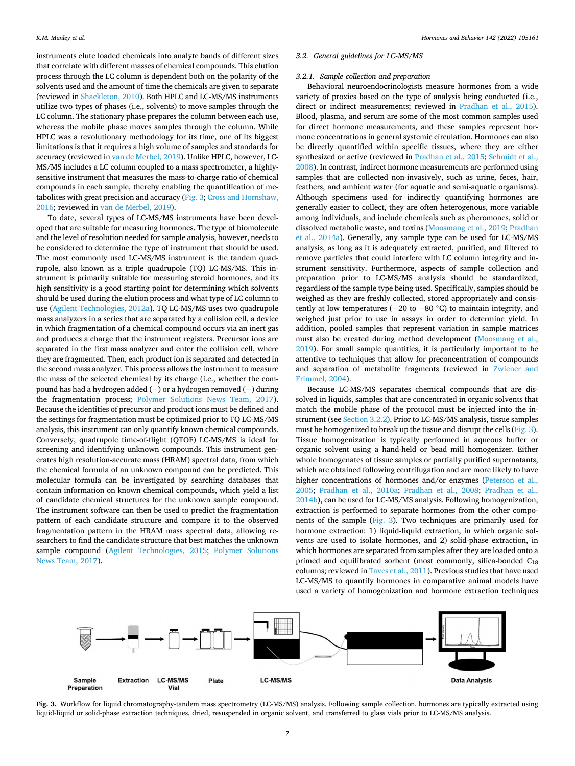instruments elute loaded chemicals into analyte bands of different sizes that correlate with different masses of chemical compounds. This elution process through the LC column is dependent both on the polarity of the solvents used and the amount of time the chemicals are given to separate (reviewed in Shackleton, 2010). Both HPLC and LC-MS/MS instruments utilize two types of phases (i.e., solvents) to move samples through the LC column. The stationary phase prepares the column between each use, whereas the mobile phase moves samples through the column. While HPLC was a revolutionary methodology for its time, one of its biggest limitations is that it requires a high volume of samples and standards for accuracy (reviewed in van de Merbel, 2019). Unlike HPLC, however, LC-MS/MS includes a LC column coupled to a mass spectrometer, a highly-sensitive instrument that measures the mass-to-charge ratio of chemical compounds in each sample, thereby enabling the quantification of metabolites with great precision and accuracy (Fig. 3; Cross and Hornshaw, 2016; reviewed in van de Merbel, 2019).

To date, several types of LC-MS/MS instruments have been developed that are suitable for measuring hormones. The type of biomolecule and the level of resolution needed for sample analysis, however, needs to be considered to determine the type of instrument that should be used. The most commonly used LC-MS/MS instrument is the tandem quadrupole, also known as a triple quadrupole (TQ) LC-MS/MS. This instrument is primarily suitable for measuring steroid hormones, and its high sensitivity is a good starting point for determining which solvents should be used during the elution process and what type of LC column to use (Agilent Technologies, 2012a). TQ LC-MS/MS uses two quadrupole mass analyzers in a series that are separated by a collision cell, a device in which fragmentation of a chemical compound occurs via an inert gas and produces a charge that the instrument registers. Precursor ions are separated in the first mass analyzer and enter the collision cell, where they are fragmented. Then, each product ion is separated and detected in the second mass analyzer. This process allows the instrument to measure the mass of the selected chemical by its charge (i.e., whether the compound has had a hydrogen added (+) or a hydrogen removed (−) during the fragmentation process; Polymer Solutions News Team, 2017). Because the identities of precursor and product ions must be defined and the settings for fragmentation must be optimized prior to TQ LC-MS/MS analysis, this instrument can only quantify known chemical compounds. Conversely, quadrupole time-of-flight (QTOF) LC-MS/MS is ideal for screening and identifying unknown compounds. This instrument generates high resolution-accurate mass (HRAM) spectral data, from which the chemical formula of an unknown compound can be predicted. This molecular formula can be investigated by searching databases that contain information on known chemical compounds, which yield a list of candidate chemical structures for the unknown sample compound. The instrument software can then be used to predict the fragmentation pattern of each candidate structure and compare it to the observed fragmentation pattern in the HRAM mass spectral data, allowing researchers to find the candidate structure that best matches the unknown sample compound (Agilent Technologies, 2015; Polymer Solutions News Team, 2017).

### 3.2. General guidelines for LC-MS/MS

#### 3.2.1. Sample collection and preparation

Behavioral neuroendocrinologists measure hormones from a wide variety of proxies based on the type of analysis being conducted (i.e., direct or indirect measurements; reviewed in Pradhan et al., 2015). Blood, plasma, and serum are some of the most common samples used for direct hormone measurements, and these samples represent hormone concentrations in general systemic circulation. Hormones can also be directly quantified within specific tissues, where they are either synthesized or active (reviewed in Pradhan et al., 2015; Schmidt et al., 2008). In contrast, indirect hormone measurements are performed using samples that are collected non-invasively, such as urine, feces, hair, feathers, and ambient water (for aquatic and semi-aquatic organisms). Although specimens used for indirectly quantifying hormones are generally easier to collect, they are often heterogenous, more variable among individuals, and include chemicals such as pheromones, solid or dissolved metabolic waste, and toxins (Moosmang et al., 2019; Pradhan et al., 2014a). Generally, any sample type can be used for LC-MS/MS analysis, as long as it is adequately extracted, purified, and filtered to remove particles that could interfere with LC column integrity and instrument sensitivity. Furthermore, aspects of sample collection and preparation prior to LC-MS/MS analysis should be standardized, regardless of the sample type being used. Specifically, samples should be weighed as they are freshly collected, stored appropriately and consistently at low temperatures (−20 to −80 °C) to maintain integrity, and weighed just prior to use in assays in order to determine yield. In addition, pooled samples that represent variation in sample matrices must also be created during method development (Moosmang et al., 2019). For small sample quantities, it is particularly important to be attentive to techniques that allow for preconcentration of compounds and separation of metabolite fragments (reviewed in Zwiener and Frimmel, 2004).

Because LC-MS/MS separates chemical compounds that are dissolved in liquids, samples that are concentrated in organic solvents that match the mobile phase of the protocol must be injected into the instrument (see Section 3.2.2). Prior to LC-MS/MS analysis, tissue samples must be homogenized to break up the tissue and disrupt the cells (Fig. 3). Tissue homogenization is typically performed in aqueous buffer or organic solvent using a hand-held or bead mill homogenizer. Either whole homogenates of tissue samples or partially purified supernatants, which are obtained following centrifugation and are more likely to have higher concentrations of hormones and/or enzymes (Peterson et al., 2005; Pradhan et al., 2010a; Pradhan et al., 2008; Pradhan et al., 2014b), can be used for LC-MS/MS analysis. Following homogenization, extraction is performed to separate hormones from the other components of the sample (Fig. 3). Two techniques are primarily used for hormone extraction: 1) liquid-liquid extraction, in which organic solvents are used to isolate hormones, and 2) solid-phase extraction, in which hormones are separated from samples after they are loaded onto a primed and equilibrated sorbent (most commonly, silica-bonded $C_{18}$ columns; reviewed in Taves et al., 2011). Previous studies that have used LC-MS/MS to quantify hormones in comparative animal models have used a variety of homogenization and hormone extraction techniques

Sample Preparation → Extraction → LC-MS/MS Vial → Plate → LC-MS/MS → Data Analysis

Fig. 3. Workflow for liquid chromatography-tandem mass spectrometry (LC-MS/MS) analysis. Following sample collection, hormones are typically extracted using liquid-liquid or solid-phase extraction techniques, dried, resuspended in organic solvent, and transferred to glass vials prior to LC-MS/MS analysis.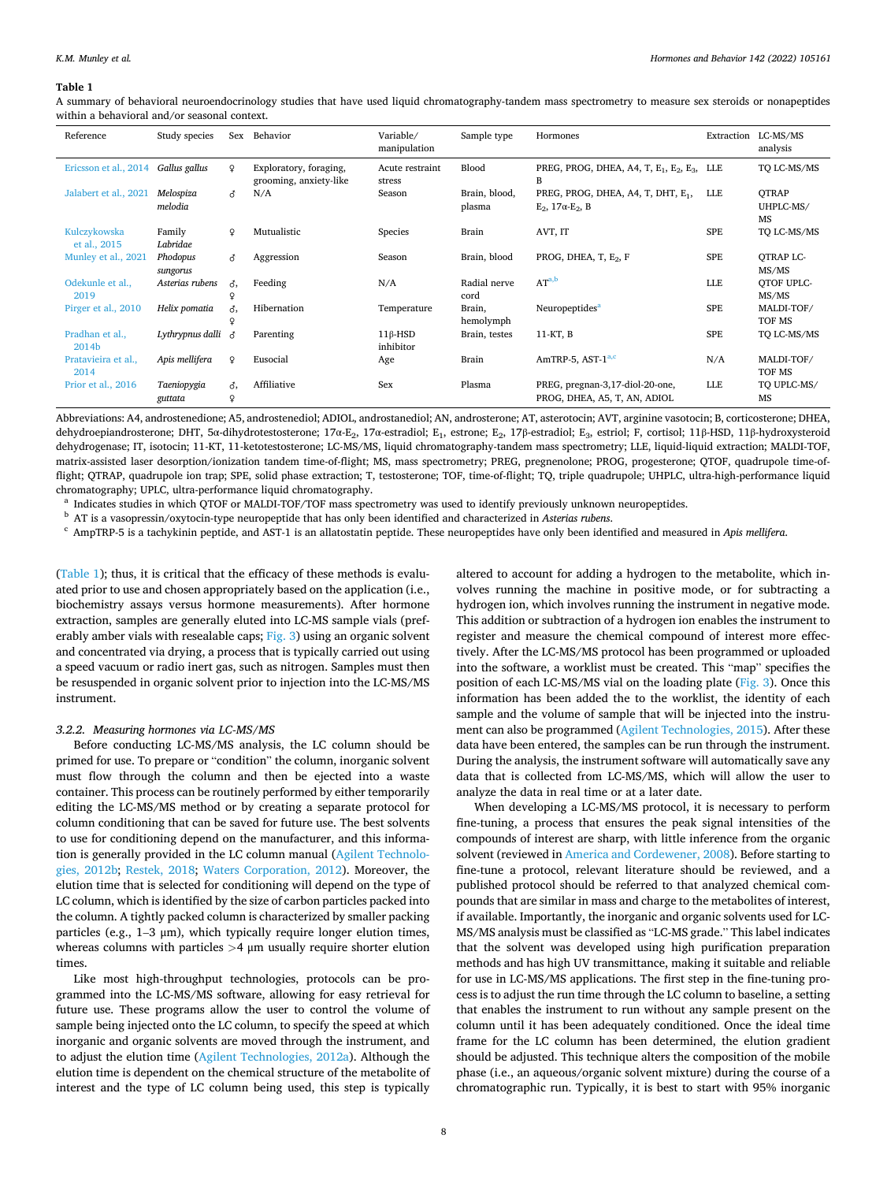**Table 1**

A summary of behavioral neuroendocrinology studies that have used liquid chromatography-tandem mass spectrometry to measure sex steroids or nonapeptides within a behavioral and/or seasonal context.

| Reference | Study species | Sex | Behavior | Variable/ manipulation | Sample type | Hormones | Extraction | LC-MS/MS analysis |
|---|---|---|---|---|---|---|---|---|
| Ericsson et al., 2014 | *Gallus gallus* | ♀ | Exploratory, foraging, grooming, anxiety-like | Acute restraint stress | Blood | PREG, PROG, DHEA, A4, T, $E_1$, $E_2$, $E_3$, B | LLE | TQ LC-MS/MS |
| Jalabert et al., 2021 | *Melospiza melodia* | ♂ | N/A | Season | Brain, blood, plasma | PREG, PROG, DHEA, A4, T, DHT, $E_1$, $E_2$, 17α-$E_2$, B | LLE | QTRAP UHPLC-MS/ MS |
| Kulczykowska et al., 2015 | Family *Labridae* | ♀ | Mutualistic | Species | Brain | AVT, IT | SPE | TQ LC-MS/MS |
| Munley et al., 2021 | *Phodopus sungorus* | ♂ | Aggression | Season | Brain, blood | PROG, DHEA, T, $E_2$, F | SPE | QTRAP LC-MS/MS |
| Odekunle et al., 2019 | *Asterias rubens* | ♂, ♀ | Feeding | N/A | Radial nerve cord | AT[a,b] | LLE | QTOF UPLC-MS/MS |
| Pirger et al., 2010 | *Helix pomatia* | ♂, ♀ | Hibernation | Temperature | Brain, hemolymph | Neuropeptides[a] | SPE | MALDI-TOF/ TOF MS |
| Pradhan et al., 2014b | *Lythrypnus dalli* | ♂ | Parenting | 11β-HSD inhibitor | Brain, testes | 11-KT, B | SPE | TQ LC-MS/MS |
| Pratavieira et al., 2014 | *Apis mellifera* | ♀ | Eusocial | Age | Brain | AmTRP-5, AST-1[a,c] | N/A | MALDI-TOF/ TOF MS |
| Prior et al., 2016 | *Taeniopygia guttata* | ♂, ♀ | Affiliative | Sex | Plasma | PREG, pregnan-3,17-diol-20-one, PROG, DHEA, A5, T, AN, ADIOL | LLE | TQ UPLC-MS/ MS |

Abbreviations: A4, androstenedione; A5, androstenediol; ADIOL, androstanediol; AN, androsterone; AT, asterotocin; AVT, arginine vasotocin; B, corticosterone; DHEA, dehydroepiandrosterone; DHT, 5α-dihydrotestosterone; 17α-$E_2$, 17α-estradiol; $E_1$, estrone; $E_2$, 17β-estradiol; $E_3$, estriol; F, cortisol; 11β-HSD, 11β-hydroxysteroid dehydrogenase; IT, isotocin; 11-KT, 11-ketotestosterone; LC-MS/MS, liquid chromatography-tandem mass spectrometry; LLE, liquid-liquid extraction; MALDI-TOF, matrix-assisted laser desorption/ionization tandem time-of-flight; MS, mass spectrometry; PREG, pregnenolone; PROG, progesterone; QTOF, quadrupole time-of-flight; QTRAP, quadrupole ion trap; SPE, solid phase extraction; T, testosterone; TOF, time-of-flight; TQ, triple quadrupole; UHPLC, ultra-high-performance liquid chromatography; UPLC, ultra-performance liquid chromatography.

[a] Indicates studies in which QTOF or MALDI-TOF/TOF mass spectrometry was used to identify previously unknown neuropeptides.

[b] AT is a vasopressin/oxytocin-type neuropeptide that has only been identified and characterized in *Asterias rubens*.

[c] AmpTRP-5 is a tachykinin peptide, and AST-1 is an allatostatin peptide. These neuropeptides have only been identified and measured in *Apis mellifera*.

(Table 1); thus, it is critical that the efficacy of these methods is evaluated prior to use and chosen appropriately based on the application (i.e., biochemistry assays versus hormone measurements). After hormone extraction, samples are generally eluted into LC-MS sample vials (preferably amber vials with resealable caps; Fig. 3) using an organic solvent and concentrated via drying, a process that is typically carried out using a speed vacuum or radio inert gas, such as nitrogen. Samples must then be resuspended in organic solvent prior to injection into the LC-MS/MS instrument.

### 3.2.2. Measuring hormones via LC-MS/MS

Before conducting LC-MS/MS analysis, the LC column should be primed for use. To prepare or "condition" the column, inorganic solvent must flow through the column and then be ejected into a waste container. This process can be routinely performed by either temporarily editing the LC-MS/MS method or by creating a separate protocol for column conditioning that can be saved for future use. The best solvents to use for conditioning depend on the manufacturer, and this information is generally provided in the LC column manual (Agilent Technologies, 2012b; Restek, 2018; Waters Corporation, 2012). Moreover, the elution time that is selected for conditioning will depend on the type of LC column, which is identified by the size of carbon particles packed into the column. A tightly packed column is characterized by smaller packing particles (e.g., 1–3 μm), which typically require longer elution times, whereas columns with particles >4 μm usually require shorter elution times.

Like most high-throughput technologies, protocols can be programmed into the LC-MS/MS software, allowing for easy retrieval for future use. These programs allow the user to control the volume of sample being injected onto the LC column, to specify the speed at which inorganic and organic solvents are moved through the instrument, and to adjust the elution time (Agilent Technologies, 2012a). Although the elution time is dependent on the chemical structure of the metabolite of interest and the type of LC column being used, this step is typically altered to account for adding a hydrogen to the metabolite, which involves running the machine in positive mode, or for subtracting a hydrogen ion, which involves running the instrument in negative mode. This addition or subtraction of a hydrogen ion enables the instrument to register and measure the chemical compound of interest more effectively. After the LC-MS/MS protocol has been programmed or uploaded into the software, a worklist must be created. This "map" specifies the position of each LC-MS/MS vial on the loading plate (Fig. 3). Once this information has been added the to the worklist, the identity of each sample and the volume of sample that will be injected into the instrument can also be programmed (Agilent Technologies, 2015). After these data have been entered, the samples can be run through the instrument. During the analysis, the instrument software will automatically save any data that is collected from LC-MS/MS, which will allow the user to analyze the data in real time or at a later date.

When developing a LC-MS/MS protocol, it is necessary to perform fine-tuning, a process that ensures the peak signal intensities of the compounds of interest are sharp, with little inference from the organic solvent (reviewed in America and Cordewener, 2008). Before starting to fine-tune a protocol, relevant literature should be reviewed, and a published protocol should be referred to that analyzed chemical compounds that are similar in mass and charge to the metabolites of interest, if available. Importantly, the inorganic and organic solvents used for LC-MS/MS analysis must be classified as "LC-MS grade." This label indicates that the solvent was developed using high purification preparation methods and has high UV transmittance, making it suitable and reliable for use in LC-MS/MS applications. The first step in the fine-tuning process is to adjust the run time through the LC column to baseline, a setting that enables the instrument to run without any sample present on the column until it has been adequately conditioned. Once the ideal time frame for the LC column has been determined, the elution gradient should be adjusted. This technique alters the composition of the mobile phase (i.e., an aqueous/organic solvent mixture) during the course of a chromatographic run. Typically, it is best to start with 95% inorganic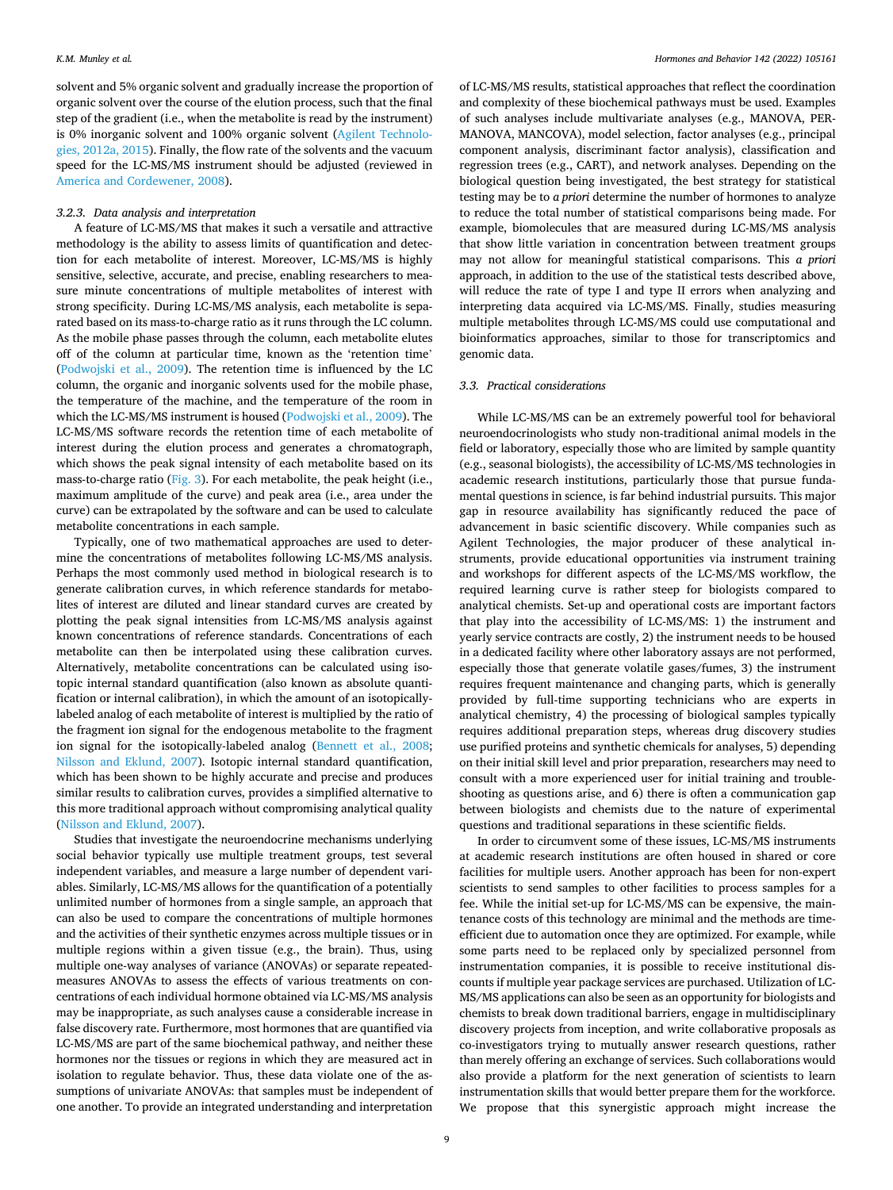solvent and 5% organic solvent and gradually increase the proportion of organic solvent over the course of the elution process, such that the final step of the gradient (i.e., when the metabolite is read by the instrument) is 0% inorganic solvent and 100% organic solvent (Agilent Technologies, 2012a, 2015). Finally, the flow rate of the solvents and the vacuum speed for the LC-MS/MS instrument should be adjusted (reviewed in America and Cordewener, 2008).

#### 3.2.3. Data analysis and interpretation

A feature of LC-MS/MS that makes it such a versatile and attractive methodology is the ability to assess limits of quantification and detection for each metabolite of interest. Moreover, LC-MS/MS is highly sensitive, selective, accurate, and precise, enabling researchers to measure minute concentrations of multiple metabolites of interest with strong specificity. During LC-MS/MS analysis, each metabolite is separated based on its mass-to-charge ratio as it runs through the LC column. As the mobile phase passes through the column, each metabolite elutes off of the column at particular time, known as the 'retention time' (Podwojski et al., 2009). The retention time is influenced by the LC column, the organic and inorganic solvents used for the mobile phase, the temperature of the machine, and the temperature of the room in which the LC-MS/MS instrument is housed (Podwojski et al., 2009). The LC-MS/MS software records the retention time of each metabolite of interest during the elution process and generates a chromatograph, which shows the peak signal intensity of each metabolite based on its mass-to-charge ratio (Fig. 3). For each metabolite, the peak height (i.e., maximum amplitude of the curve) and peak area (i.e., area under the curve) can be extrapolated by the software and can be used to calculate metabolite concentrations in each sample.

Typically, one of two mathematical approaches are used to determine the concentrations of metabolites following LC-MS/MS analysis. Perhaps the most commonly used method in biological research is to generate calibration curves, in which reference standards for metabolites of interest are diluted and linear standard curves are created by plotting the peak signal intensities from LC-MS/MS analysis against known concentrations of reference standards. Concentrations of each metabolite can then be interpolated using these calibration curves. Alternatively, metabolite concentrations can be calculated using isotopic internal standard quantification (also known as absolute quantification or internal calibration), in which the amount of an isotopically-labeled analog of each metabolite of interest is multiplied by the ratio of the fragment ion signal for the endogenous metabolite to the fragment ion signal for the isotopically-labeled analog (Bennett et al., 2008; Nilsson and Eklund, 2007). Isotopic internal standard quantification, which has been shown to be highly accurate and precise and produces similar results to calibration curves, provides a simplified alternative to this more traditional approach without compromising analytical quality (Nilsson and Eklund, 2007).

Studies that investigate the neuroendocrine mechanisms underlying social behavior typically use multiple treatment groups, test several independent variables, and measure a large number of dependent variables. Similarly, LC-MS/MS allows for the quantification of a potentially unlimited number of hormones from a single sample, an approach that can also be used to compare the concentrations of multiple hormones and the activities of their synthetic enzymes across multiple tissues or in multiple regions within a given tissue (e.g., the brain). Thus, using multiple one-way analyses of variance (ANOVAs) or separate repeated-measures ANOVAs to assess the effects of various treatments on concentrations of each individual hormone obtained via LC-MS/MS analysis may be inappropriate, as such analyses cause a considerable increase in false discovery rate. Furthermore, most hormones that are quantified via LC-MS/MS are part of the same biochemical pathway, and neither these hormones nor the tissues or regions in which they are measured act in isolation to regulate behavior. Thus, these data violate one of the assumptions of univariate ANOVAs: that samples must be independent of one another. To provide an integrated understanding and interpretation of LC-MS/MS results, statistical approaches that reflect the coordination and complexity of these biochemical pathways must be used. Examples of such analyses include multivariate analyses (e.g., MANOVA, PERMANOVA, MANCOVA), model selection, factor analyses (e.g., principal component analysis, discriminant factor analysis), classification and regression trees (e.g., CART), and network analyses. Depending on the biological question being investigated, the best strategy for statistical testing may be to *a priori* determine the number of hormones to analyze to reduce the total number of statistical comparisons being made. For example, biomolecules that are measured during LC-MS/MS analysis that show little variation in concentration between treatment groups may not allow for meaningful statistical comparisons. This *a priori* approach, in addition to the use of the statistical tests described above, will reduce the rate of type I and type II errors when analyzing and interpreting data acquired via LC-MS/MS. Finally, studies measuring multiple metabolites through LC-MS/MS could use computational and bioinformatics approaches, similar to those for transcriptomics and genomic data.

### 3.3. Practical considerations

While LC-MS/MS can be an extremely powerful tool for behavioral neuroendocrinologists who study non-traditional animal models in the field or laboratory, especially those who are limited by sample quantity (e.g., seasonal biologists), the accessibility of LC-MS/MS technologies in academic research institutions, particularly those that pursue fundamental questions in science, is far behind industrial pursuits. This major gap in resource availability has significantly reduced the pace of advancement in basic scientific discovery. While companies such as Agilent Technologies, the major producer of these analytical instruments, provide educational opportunities via instrument training and workshops for different aspects of the LC-MS/MS workflow, the required learning curve is rather steep for biologists compared to analytical chemists. Set-up and operational costs are important factors that play into the accessibility of LC-MS/MS: 1) the instrument and yearly service contracts are costly, 2) the instrument needs to be housed in a dedicated facility where other laboratory assays are not performed, especially those that generate volatile gases/fumes, 3) the instrument requires frequent maintenance and changing parts, which is generally provided by full-time supporting technicians who are experts in analytical chemistry, 4) the processing of biological samples typically requires additional preparation steps, whereas drug discovery studies use purified proteins and synthetic chemicals for analyses, 5) depending on their initial skill level and prior preparation, researchers may need to consult with a more experienced user for initial training and troubleshooting as questions arise, and 6) there is often a communication gap between biologists and chemists due to the nature of experimental questions and traditional separations in these scientific fields.

In order to circumvent some of these issues, LC-MS/MS instruments at academic research institutions are often housed in shared or core facilities for multiple users. Another approach has been for non-expert scientists to send samples to other facilities to process samples for a fee. While the initial set-up for LC-MS/MS can be expensive, the maintenance costs of this technology are minimal and the methods are time-efficient due to automation once they are optimized. For example, while some parts need to be replaced only by specialized personnel from instrumentation companies, it is possible to receive institutional discounts if multiple year package services are purchased. Utilization of LC-MS/MS applications can also be seen as an opportunity for biologists and chemists to break down traditional barriers, engage in multidisciplinary discovery projects from inception, and write collaborative proposals as co-investigators trying to mutually answer research questions, rather than merely offering an exchange of services. Such collaborations would also provide a platform for the next generation of scientists to learn instrumentation skills that would better prepare them for the workforce. We propose that this synergistic approach might increase the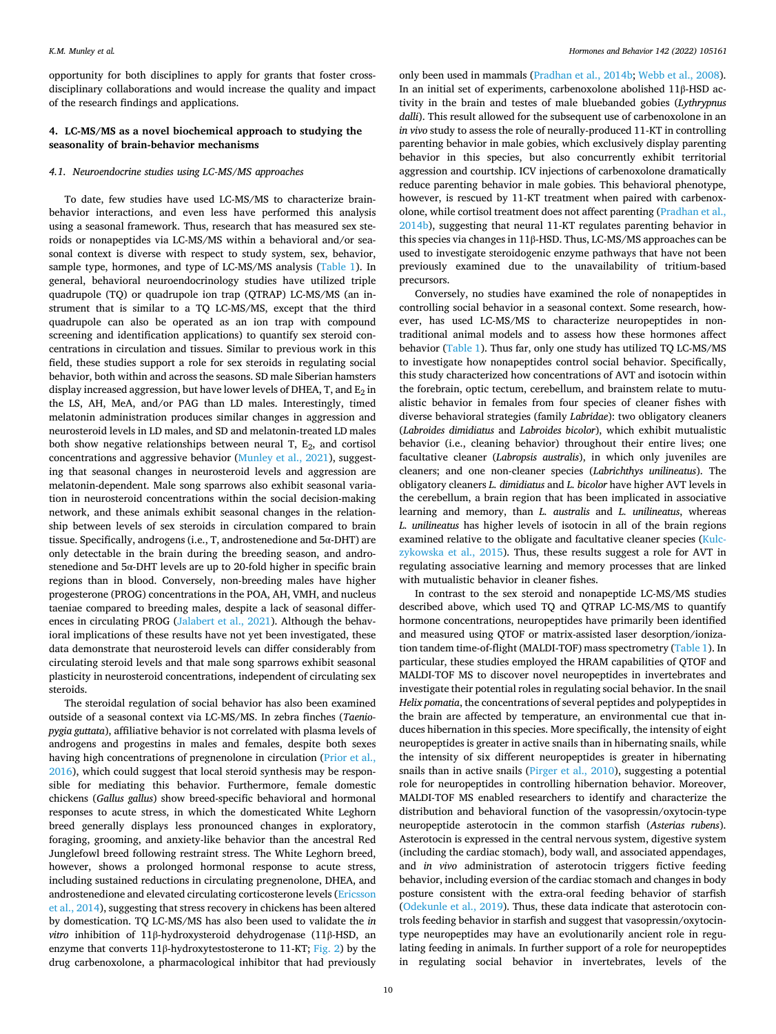opportunity for both disciplines to apply for grants that foster cross-disciplinary collaborations and would increase the quality and impact of the research findings and applications.

## 4. LC-MS/MS as a novel biochemical approach to studying the seasonality of brain-behavior mechanisms

### 4.1. Neuroendocrine studies using LC-MS/MS approaches

To date, few studies have used LC-MS/MS to characterize brain-behavior interactions, and even less have performed this analysis using a seasonal framework. Thus, research that has measured sex steroids or nonapeptides via LC-MS/MS within a behavioral and/or seasonal context is diverse with respect to study system, sex, behavior, sample type, hormones, and type of LC-MS/MS analysis (Table 1). In general, behavioral neuroendocrinology studies have utilized triple quadrupole (TQ) or quadrupole ion trap (QTRAP) LC-MS/MS (an instrument that is similar to a TQ LC-MS/MS, except that the third quadrupole can also be operated as an ion trap with compound screening and identification applications) to quantify sex steroid concentrations in circulation and tissues. Similar to previous work in this field, these studies support a role for sex steroids in regulating social behavior, both within and across the seasons. SD male Siberian hamsters display increased aggression, but have lower levels of DHEA, T, and $E_2$ in the LS, AH, MeA, and/or PAG than LD males. Interestingly, timed melatonin administration produces similar changes in aggression and neurosteroid levels in LD males, and SD and melatonin-treated LD males both show negative relationships between neural T, $E_2$, and cortisol concentrations and aggressive behavior (Munley et al., 2021), suggesting that seasonal changes in neurosteroid levels and aggression are melatonin-dependent. Male song sparrows also exhibit seasonal variation in neurosteroid concentrations within the social decision-making network, and these animals exhibit seasonal changes in the relationship between levels of sex steroids in circulation compared to brain tissue. Specifically, androgens (i.e., T, androstenedione and 5α-DHT) are only detectable in the brain during the breeding season, and androstenedione and 5α-DHT levels are up to 20-fold higher in specific brain regions than in blood. Conversely, non-breeding males have higher progesterone (PROG) concentrations in the POA, AH, VMH, and nucleus taeniae compared to breeding males, despite a lack of seasonal differences in circulating PROG (Jalabert et al., 2021). Although the behavioral implications of these results have not yet been investigated, these data demonstrate that neurosteroid levels can differ considerably from circulating steroid levels and that male song sparrows exhibit seasonal plasticity in neurosteroid concentrations, independent of circulating sex steroids.

The steroidal regulation of social behavior has also been examined outside of a seasonal context via LC-MS/MS. In zebra finches (*Taeniopygia guttata*), affiliative behavior is not correlated with plasma levels of androgens and progestins in males and females, despite both sexes having high concentrations of pregnenolone in circulation (Prior et al., 2016), which could suggest that local steroid synthesis may be responsible for mediating this behavior. Furthermore, female domestic chickens (*Gallus gallus*) show breed-specific behavioral and hormonal responses to acute stress, in which the domesticated White Leghorn breed generally displays less pronounced changes in exploratory, foraging, grooming, and anxiety-like behavior than the ancestral Red Junglefowl breed following restraint stress. The White Leghorn breed, however, shows a prolonged hormonal response to acute stress, including sustained reductions in circulating pregnenolone, DHEA, and androstenedione and elevated circulating corticosterone levels (Ericsson et al., 2014), suggesting that stress recovery in chickens has been altered by domestication. TQ LC-MS/MS has also been used to validate the *in vitro* inhibition of 11β-hydroxysteroid dehydrogenase (11β-HSD, an enzyme that converts 11β-hydroxytestosterone to 11-KT; Fig. 2) by the drug carbenoxolone, a pharmacological inhibitor that had previously only been used in mammals (Pradhan et al., 2014b; Webb et al., 2008). In an initial set of experiments, carbenoxolone abolished 11β-HSD activity in the brain and testes of male bluebanded gobies (*Lythrypnus dalli*). This result allowed for the subsequent use of carbenoxolone in an *in vivo* study to assess the role of neurally-produced 11-KT in controlling parenting behavior in male gobies, which exclusively display parenting behavior in this species, but also concurrently exhibit territorial aggression and courtship. ICV injections of carbenoxolone dramatically reduce parenting behavior in male gobies. This behavioral phenotype, however, is rescued by 11-KT treatment when paired with carbenoxolone, while cortisol treatment does not affect parenting (Pradhan et al., 2014b), suggesting that neural 11-KT regulates parenting behavior in this species via changes in 11β-HSD. Thus, LC-MS/MS approaches can be used to investigate steroidogenic enzyme pathways that have not been previously examined due to the unavailability of tritium-based precursors.

Conversely, no studies have examined the role of nonapeptides in controlling social behavior in a seasonal context. Some research, however, has used LC-MS/MS to characterize neuropeptides in non-traditional animal models and to assess how these hormones affect behavior (Table 1). Thus far, only one study has utilized TQ LC-MS/MS to investigate how nonapeptides control social behavior. Specifically, this study characterized how concentrations of AVT and isotocin within the forebrain, optic tectum, cerebellum, and brainstem relate to mutualistic behavior in females from four species of cleaner fishes with diverse behavioral strategies (family *Labridae*): two obligatory cleaners (*Labroides dimidiatus* and *Labroides bicolor*), which exhibit mutualistic behavior (i.e., cleaning behavior) throughout their entire lives; one facultative cleaner (*Labropsis australis*), in which only juveniles are cleaners; and one non-cleaner species (*Labrichthys unilineatus*). The obligatory cleaners *L. dimidiatus* and *L. bicolor* have higher AVT levels in the cerebellum, a brain region that has been implicated in associative learning and memory, than *L. australis* and *L. unilineatus*, whereas *L. unilineatus* has higher levels of isotocin in all of the brain regions examined relative to the obligate and facultative cleaner species (Kulczykowska et al., 2015). Thus, these results suggest a role for AVT in regulating associative learning and memory processes that are linked with mutualistic behavior in cleaner fishes.

In contrast to the sex steroid and nonapeptide LC-MS/MS studies described above, which used TQ and QTRAP LC-MS/MS to quantify hormone concentrations, neuropeptides have primarily been identified and measured using QTOF or matrix-assisted laser desorption/ionization tandem time-of-flight (MALDI-TOF) mass spectrometry (Table 1). In particular, these studies employed the HRAM capabilities of QTOF and MALDI-TOF MS to discover novel neuropeptides in invertebrates and investigate their potential roles in regulating social behavior. In the snail *Helix pomatia*, the concentrations of several peptides and polypeptides in the brain are affected by temperature, an environmental cue that induces hibernation in this species. More specifically, the intensity of eight neuropeptides is greater in active snails than in hibernating snails, while the intensity of six different neuropeptides is greater in hibernating snails than in active snails (Pirger et al., 2010), suggesting a potential role for neuropeptides in controlling hibernation behavior. Moreover, MALDI-TOF MS enabled researchers to identify and characterize the distribution and behavioral function of the vasopressin/oxytocin-type neuropeptide asterotocin in the common starfish (*Asterias rubens*). Asterotocin is expressed in the central nervous system, digestive system (including the cardiac stomach), body wall, and associated appendages, and *in vivo* administration of asterotocin triggers fictive feeding behavior, including eversion of the cardiac stomach and changes in body posture consistent with the extra-oral feeding behavior of starfish (Odekunle et al., 2019). Thus, these data indicate that asterotocin controls feeding behavior in starfish and suggest that vasopressin/oxytocin-type neuropeptides may have an evolutionarily ancient role in regulating feeding in animals. In further support of a role for neuropeptides in regulating social behavior in invertebrates, levels of the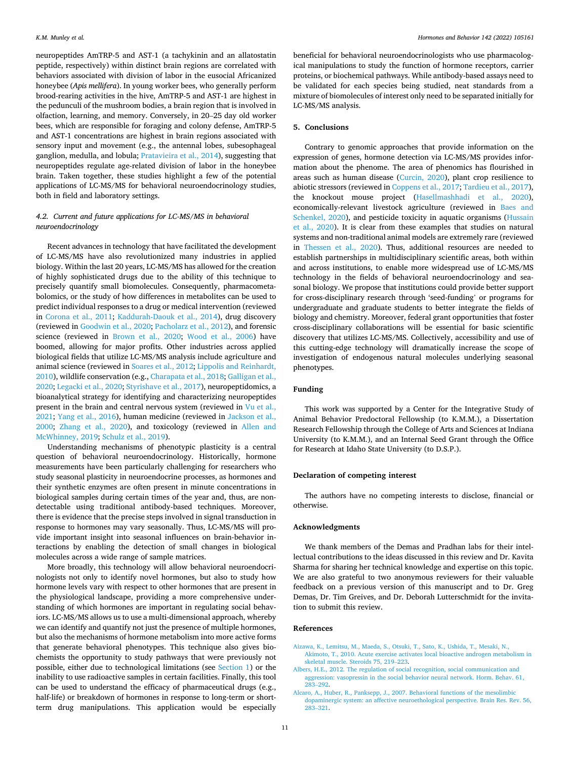neuropeptides AmTRP-5 and AST-1 (a tachykinin and an allatostatin peptide, respectively) within distinct brain regions are correlated with behaviors associated with division of labor in the eusocial Africanized honeybee (*Apis mellifera*). In young worker bees, who generally perform brood-rearing activities in the hive, AmTRP-5 and AST-1 are highest in the pedunculi of the mushroom bodies, a brain region that is involved in olfaction, learning, and memory. Conversely, in 20–25 day old worker bees, which are responsible for foraging and colony defense, AmTRP-5 and AST-1 concentrations are highest in brain regions associated with sensory input and movement (e.g., the antennal lobes, subesophageal ganglion, medulla, and lobula; Pratavieira et al., 2014), suggesting that neuropeptides regulate age-related division of labor in the honeybee brain. Taken together, these studies highlight a few of the potential applications of LC-MS/MS for behavioral neuroendocrinology studies, both in field and laboratory settings.

### 4.2. Current and future applications for LC-MS/MS in behavioral neuroendocrinology

Recent advances in technology that have facilitated the development of LC-MS/MS have also revolutionized many industries in applied biology. Within the last 20 years, LC-MS/MS has allowed for the creation of highly sophisticated drugs due to the ability of this technique to precisely quantify small biomolecules. Consequently, pharmacometabolomics, or the study of how differences in metabolites can be used to predict individual responses to a drug or medical intervention (reviewed in Corona et al., 2011; Kaddurah-Daouk et al., 2014), drug discovery (reviewed in Goodwin et al., 2020; Pacholarz et al., 2012), and forensic science (reviewed in Brown et al., 2020; Wood et al., 2006) have boomed, allowing for major profits. Other industries across applied biological fields that utilize LC-MS/MS analysis include agriculture and animal science (reviewed in Soares et al., 2012; Lippolis and Reinhardt, 2010), wildlife conservation (e.g., Charapata et al., 2018; Galligan et al., 2020; Legacki et al., 2020; Styrishave et al., 2017), neuropeptidomics, a bioanalytical strategy for identifying and characterizing neuropeptides present in the brain and central nervous system (reviewed in Vu et al., 2021; Yang et al., 2016), human medicine (reviewed in Jackson et al., 2000; Zhang et al., 2020), and toxicology (reviewed in Allen and McWhinney, 2019; Schulz et al., 2019).

Understanding mechanisms of phenotypic plasticity is a central question of behavioral neuroendocrinology. Historically, hormone measurements have been particularly challenging for researchers who study seasonal plasticity in neuroendocrine processes, as hormones and their synthetic enzymes are often present in minute concentrations in biological samples during certain times of the year and, thus, are non-detectable using traditional antibody-based techniques. Moreover, there is evidence that the precise steps involved in signal transduction in response to hormones may vary seasonally. Thus, LC-MS/MS will provide important insight into seasonal influences on brain-behavior interactions by enabling the detection of small changes in biological molecules across a wide range of sample matrices.

More broadly, this technology will allow behavioral neuroendocrinologists not only to identify novel hormones, but also to study how hormone levels vary with respect to other hormones that are present in the physiological landscape, providing a more comprehensive understanding of which hormones are important in regulating social behaviors. LC-MS/MS allows us to use a multi-dimensional approach, whereby we can identify and quantify not just the presence of multiple hormones, but also the mechanisms of hormone metabolism into more active forms that generate behavioral phenotypes. This technique also gives biochemists the opportunity to study pathways that were previously not possible, either due to technological limitations (see Section 1) or the inability to use radioactive samples in certain facilities. Finally, this tool can be used to understand the efficacy of pharmaceutical drugs (e.g., half-life) or breakdown of hormones in response to long-term or short-term drug manipulations. This application would be especially beneficial for behavioral neuroendocrinologists who use pharmacological manipulations to study the function of hormone receptors, carrier proteins, or biochemical pathways. While antibody-based assays need to be validated for each species being studied, neat standards from a mixture of biomolecules of interest only need to be separated initially for LC-MS/MS analysis.

## 5. Conclusions

Contrary to genomic approaches that provide information on the expression of genes, hormone detection via LC-MS/MS provides information about the phenome. The area of phenomics has flourished in areas such as human disease (Curcin, 2020), plant crop resilience to abiotic stressors (reviewed in Coppens et al., 2017; Tardieu et al., 2017), the knockout mouse project (Hasellmashhadi et al., 2020), economically-relevant livestock agriculture (reviewed in Baes and Schenkel, 2020), and pesticide toxicity in aquatic organisms (Hussain et al., 2020). It is clear from these examples that studies on natural systems and non-traditional animal models are extremely rare (reviewed in Thessen et al., 2020). Thus, additional resources are needed to establish partnerships in multidisciplinary scientific areas, both within and across institutions, to enable more widespread use of LC-MS/MS technology in the fields of behavioral neuroendocrinology and seasonal biology. We propose that institutions could provide better support for cross-disciplinary research through 'seed-funding' or programs for undergraduate and graduate students to better integrate the fields of biology and chemistry. Moreover, federal grant opportunities that foster cross-disciplinary collaborations will be essential for basic scientific discovery that utilizes LC-MS/MS. Collectively, accessibility and use of this cutting-edge technology will dramatically increase the scope of investigation of endogenous natural molecules underlying seasonal phenotypes.

## Funding

This work was supported by a Center for the Integrative Study of Animal Behavior Predoctoral Fellowship (to K.M.M.), a Dissertation Research Fellowship through the College of Arts and Sciences at Indiana University (to K.M.M.), and an Internal Seed Grant through the Office for Research at Idaho State University (to D.S.P.).

## Declaration of competing interest

The authors have no competing interests to disclose, financial or otherwise.

## Acknowledgments

We thank members of the Demas and Pradhan labs for their intellectual contributions to the ideas discussed in this review and Dr. Kavita Sharma for sharing her technical knowledge and expertise on this topic. We are also grateful to two anonymous reviewers for their valuable feedback on a previous version of this manuscript and to Dr. Greg Demas, Dr. Tim Greives, and Dr. Deborah Lutterschmidt for the invitation to submit this review.

## References

Aizawa, K., Lemitsu, M., Maeda, S., Otsuki, T., Sato, K., Ushida, T., Mesaki, N., Akimoto, T., 2010. Acute exercise activates local bioactive androgen metabolism in skeletal muscle. Steroids 75, 219–223.

Albers, H.E., 2012. The regulation of social recognition, social communication and aggression: vasopressin in the social behavior neural network. Horm. Behav. 61, 283–292.

Alcaro, A., Huber, R., Panksepp, J., 2007. Behavioral functions of the mesolimbic dopaminergic system: an affective neuroethological perspective. Brain Res. Rev. 56, 283–321.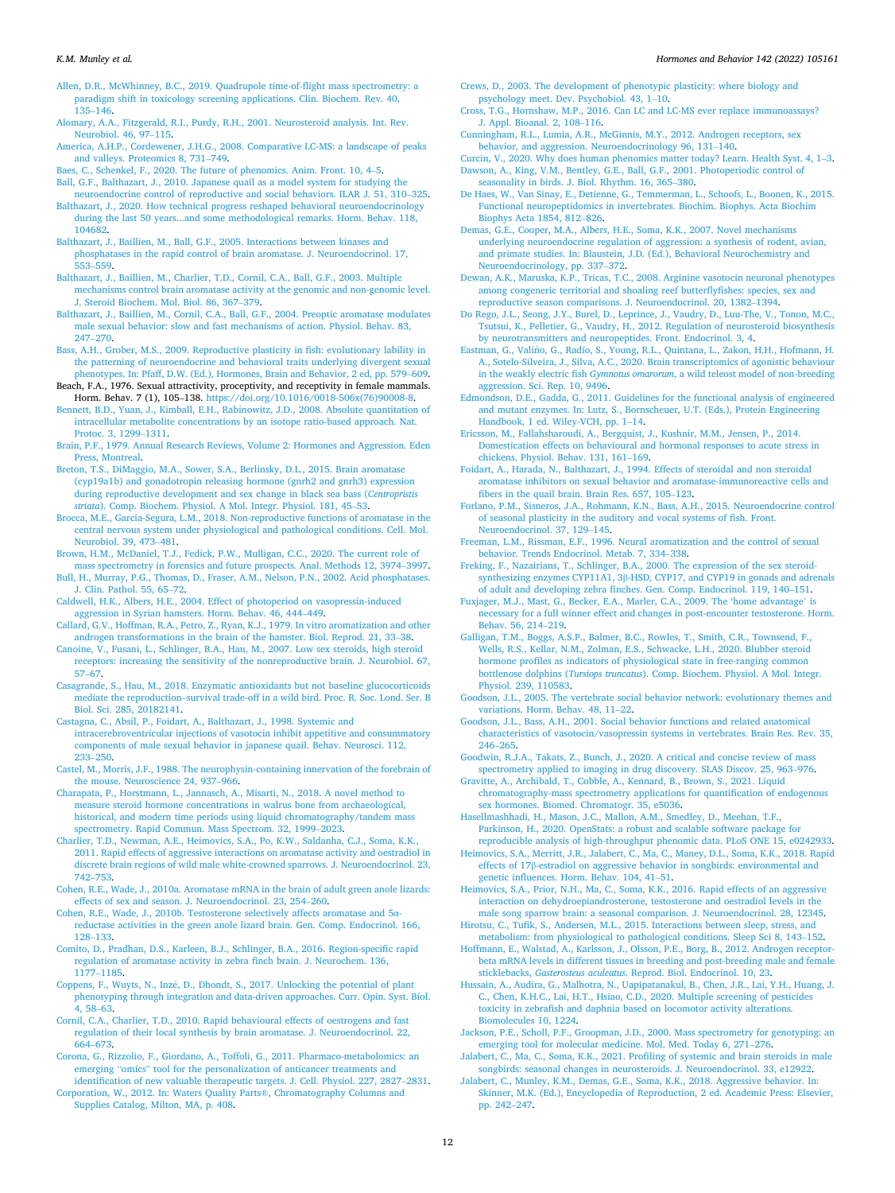Allen, D.R., McWhinney, B.C., 2019. Quadrupole time-of-flight mass spectrometry: a paradigm shift in toxicology screening applications. Clin. Biochem. Rev. 40, 135–146.

Alomary, A.A., Fitzgerald, R.I., Purdy, R.H., 2001. Neurosteroid analysis. Int. Rev. Neurobiol. 46, 97–115.

America, A.H.P., Cordewener, J.H.G., 2008. Comparative LC-MS: a landscape of peaks and valleys. Proteomics 8, 731–749.

Baes, C., Schenkel, F., 2020. The future of phenomics. Anim. Front. 10, 4–5.

Ball, G.F., Balthazart, J., 2010. Japanese quail as a model system for studying the neuroendocrine control of reproductive and social behaviors. ILAR J. 51, 310–325.

Balthazart, J., 2020. How technical progress reshaped behavioral neuroendocrinology during the last 50 years...and some methodological remarks. Horm. Behav. 118, 104682.

Balthazart, J., Baillien, M., Ball, G.F., 2005. Interactions between kinases and phosphatases in the rapid control of brain aromatase. J. Neuroendocrinol. 17, 553–559.

Balthazart, J., Baillien, M., Charlier, T.D., Cornil, C.A., Ball, G.F., 2003. Multiple mechanisms control brain aromatase activity at the genomic and non-genomic level. J. Steroid Biochem. Mol. Biol. 86, 367–379.

Balthazart, J., Baillien, M., Cornil, C.A., Ball, G.F., 2004. Preoptic aromatase modulates male sexual behavior: slow and fast mechanisms of action. Physiol. Behav. 83, 247–270.

Bass, A.H., Grober, M.S., 2009. Reproductive plasticity in fish: evolutionary lability in the patterning of neuroendocrine and behavioral traits underlying divergent sexual phenotypes. In: Pfaff, D.W. (Ed.), Hormones, Brain and Behavior, 2 ed, pp. 579–609.

Beach, F.A., 1976. Sexual attractivity, proceptivity, and receptivity in female mammals. Horm. Behav. 7 (1), 105–138. https://doi.org/10.1016/0018-506x(76)90008-8.

Bennett, B.D., Yuan, J., Kimball, E.H., Rabinowitz, J.D., 2008. Absolute quantitation of intracellular metabolite concentrations by an isotope ratio-based approach. Nat. Protoc. 3, 1299–1311.

Brain, P.F., 1979. Annual Research Reviews, Volume 2: Hormones and Aggression. Eden Press, Montreal.

Breton, T.S., DiMaggio, M.A., Sower, S.A., Berlinsky, D.L., 2015. Brain aromatase (cyp19a1b) and gonadotropin releasing hormone (gnrh2 and gnrh3) expression during reproductive development and sex change in black sea bass (*Centropristis striata*). Comp. Biochem. Physiol. A Mol. Integr. Physiol. 181, 45–53.

Brocca, M.E., Garcia-Segura, L.M., 2018. Non-reproductive functions of aromatase in the central nervous system under physiological and pathological conditions. Cell. Mol. Neurobiol. 39, 473–481.

Brown, H.M., McDaniel, T.J., Fedick, P.W., Mulligan, C.C., 2020. The current role of mass spectrometry in forensics and future prospects. Anal. Methods 12, 3974–3997.

Bull, H., Murray, P.G., Thomas, D., Fraser, A.M., Nelson, P.N., 2002. Acid phosphatases. J. Clin. Pathol. 55, 65–72.

Caldwell, H.K., Albers, H.E., 2004. Effect of photoperiod on vasopressin-induced aggression in Syrian hamsters. Horm. Behav. 46, 444–449.

Callard, G.V., Hoffman, R.A., Petro, Z., Ryan, K.J., 1979. In vitro aromatization and other androgen transformations in the brain of the hamster. Biol. Reprod. 21, 33–38.

Canoine, V., Fusani, L., Schlinger, B.A., Hau, M., 2007. Low sex steroids, high steroid receptors: increasing the sensitivity of the nonreproductive brain. J. Neurobiol. 67, 57–67.

Casagrande, S., Hau, M., 2018. Enzymatic antioxidants but not baseline glucocorticoids mediate the reproduction–survival trade-off in a wild bird. Proc. R. Soc. Lond. Ser. B Biol. Sci. 285, 20182141.

Castagna, C., Absil, P., Foidart, A., Balthazart, J., 1998. Systemic and intracerebroventricular injections of vasotocin inhibit appetitive and consummatory components of male sexual behavior in japanese quail. Behav. Neurosci. 112, 233–250.

Castel, M., Morris, J.F., 1988. The neurophysin-containing innervation of the forebrain of the mouse. Neuroscience 24, 937–966.

Charapata, P., Horstmann, L., Jannasch, A., Misarti, N., 2018. A novel method to measure steroid hormone concentrations in walrus bone from archaeological, historical, and modern time periods using liquid chromatography/tandem mass spectrometry. Rapid Commun. Mass Spectrom. 32, 1999–2023.

Charlier, T.D., Newman, A.E., Heimovics, S.A., Po, K.W., Saldanha, C.J., Soma, K.K., 2011. Rapid effects of aggressive interactions on aromatase activity and oestradiol in discrete brain regions of wild male white-crowned sparrows. J. Neuroendocrinol. 23, 742–753.

Cohen, R.E., Wade, J., 2010a. Aromatase mRNA in the brain of adult green anole lizards: effects of sex and season. J. Neuroendocrinol. 23, 254–260.

Cohen, R.E., Wade, J., 2010b. Testosterone selectively affects aromatase and 5α-reductase activities in the green anole lizard brain. Gen. Comp. Endocrinol. 166, 128–133.

Comito, D., Pradhan, D.S., Karleen, B.J., Schlinger, B.A., 2016. Region-specific rapid regulation of aromatase activity in zebra finch brain. J. Neurochem. 136, 1177–1185.

Coppens, F., Wuyts, N., Inzé, D., Dhondt, S., 2017. Unlocking the potential of plant phenotyping through integration and data-driven approaches. Curr. Opin. Syst. Biol. 4, 58–63.

Cornil, C.A., Charlier, T.D., 2010. Rapid behavioural effects of oestrogens and fast regulation of their local synthesis by brain aromatase. J. Neuroendocrinol. 22, 664–673.

Corona, G., Rizzolio, F., Giordano, A., Toffoli, G., 2011. Pharmaco-metabolomics: an emerging "omics" tool for the personalization of anticancer treatments and identification of new valuable therapeutic targets. J. Cell. Physiol. 227, 2827–2831.

Corporation, W., 2012. In: Waters Quality Parts®, Chromatography Columns and Supplies Catalog, Milton, MA, p. 408.

Crews, D., 2003. The development of phenotypic plasticity: where biology and psychology meet. Dev. Psychobiol. 43, 1–10.

Cross, T.G., Hornshaw, M.P., 2016. Can LC and LC-MS ever replace immunoassays? J. Appl. Bioanal. 2, 108–116.

Cunningham, R.L., Lumia, A.R., McGinnis, M.Y., 2012. Androgen receptors, sex behavior, and aggression. Neuroendocrinology 96, 131–140.

Curcin, V., 2020. Why does human phenomics matter today? Learn. Health Syst. 4, 1–3.

Dawson, A., King, V.M., Bentley, G.E., Ball, G.F., 2001. Photoperiodic control of seasonality in birds. J. Biol. Rhythm. 16, 365–380.

De Haes, W., Van Sinay, E., Detienne, G., Temmerman, L., Schoofs, L., Boonen, K., 2015. Functional neuropeptidomics in invertebrates. Biochim. Biophys. Acta Biochim Biophys Acta 1854, 812–826.

Demas, G.E., Cooper, M.A., Albers, H.E., Soma, K.K., 2007. Novel mechanisms underlying neuroendocrine regulation of aggression: a synthesis of rodent, avian, and primate studies. In: Blaustein, J.D. (Ed.), Behavioral Neurochemistry and Neuroendocrinology, pp. 337–372.

Dewan, A.K., Maruska, K.P., Tricas, T.C., 2008. Arginine vasotocin neuronal phenotypes among congeneric territorial and shoaling reef butterflyfishes: species, sex and reproductive season comparisons. J. Neuroendocrinol. 20, 1382–1394.

Do Rego, J.L., Seong, J.Y., Burel, D., Leprince, J., Vaudry, D., Luu-The, V., Tonon, M.C., Tsutsui, K., Pelletier, G., Vaudry, H., 2012. Regulation of neurosteroid biosynthesis by neurotransmitters and neuropeptides. Front. Endocrinol. 3, 4.

Eastman, G., Valiño, G., Radío, S., Young, R.L., Quintana, L., Zakon, H.H., Hofmann, H. A., Sotelo-Silveira, J., Silva, A.C., 2020. Brain transcriptomics of agonistic behaviour in the weakly electric fish *Gymnotus omarorum*, a wild teleost model of non-breeding aggression. Sci. Rep. 10, 9496.

Edmondson, D.E., Gadda, G., 2011. Guidelines for the functional analysis of engineered and mutant enzymes. In: Lutz, S., Bornscheuer, U.T. (Eds.), Protein Engineering Handbook, 1 ed. Wiley-VCH, pp. 1–14.

Ericsson, M., Fallahsharoudi, A., Bergquist, J., Kushnir, M.M., Jensen, P., 2014. Domestication effects on behavioural and hormonal responses to acute stress in chickens. Physiol. Behav. 131, 161–169.

Foidart, A., Harada, N., Balthazart, J., 1994. Effects of steroidal and non steroidal aromatase inhibitors on sexual behavior and aromatase-immunoreactive cells and fibers in the quail brain. Brain Res. 657, 105–123.

Forlano, P.M., Sisneros, J.A., Rohmann, K.N., Bass, A.H., 2015. Neuroendocrine control of seasonal plasticity in the auditory and vocal systems of fish. Front. Neuroendocrinol. 37, 129–145.

Freeman, L.M., Rissman, E.F., 1996. Neural aromatization and the control of sexual behavior. Trends Endocrinol. Metab. 7, 334–338.

Freking, F., Nazairians, T., Schlinger, B.A., 2000. The expression of the sex steroid-synthesizing enzymes CYP11A1, 3β-HSD, CYP17, and CYP19 in gonads and adrenals of adult and developing zebra finches. Gen. Comp. Endocrinol. 119, 140–151.

Fuxjager, M.J., Mast, G., Becker, E.A., Marler, C.A., 2009. The 'home advantage' is necessary for a full winner effect and changes in post-encounter testosterone. Horm. Behav. 56, 214–219.

Galligan, T.M., Boggs, A.S.P., Balmer, B.C., Rowles, T., Smith, C.R., Townsend, F., Wells, R.S., Kellar, N.M., Zolman, E.S., Schwacke, L.H., 2020. Blubber steroid hormone profiles as indicators of physiological state in free-ranging common bottlenose dolphins (*Tursiops truncatus*). Comp. Biochem. Physiol. A Mol. Integr. Physiol. 239, 110583.

Goodson, J.L., 2005. The vertebrate social behavior network: evolutionary themes and variations. Horm. Behav. 48, 11–22.

Goodson, J.L., Bass, A.H., 2001. Social behavior functions and related anatomical characteristics of vasotocin/vasopressin systems in vertebrates. Brain Res. Rev. 35, 246–265.

Goodwin, R.J.A., Takats, Z., Bunch, J., 2020. A critical and concise review of mass spectrometry applied to imaging in drug discovery. SLAS Discov. 25, 963–976.

Gravitte, A., Archibald, T., Cobble, A., Kennard, B., Brown, S., 2021. Liquid chromatography-mass spectrometry applications for quantification of endogenous sex hormones. Biomed. Chromatogr. 35, e5036.

Hasellmashhadi, H., Mason, J.C., Mallon, A.M., Smedley, D., Meehan, T.F., Parkinson, H., 2020. OpenStats: a robust and scalable software package for reproducible analysis of high-throughput phenomic data. PLoS ONE 15, e0242933.

Heimovics, S.A., Merritt, J.R., Jalabert, C., Ma, C., Maney, D.L., Soma, K.K., 2018. Rapid effects of 17β-estradiol on aggressive behavior in songbirds: environmental and genetic influences. Horm. Behav. 104, 41–51.

Heimovics, S.A., Prior, N.H., Ma, C., Soma, K.K., 2016. Rapid effects of an aggressive interaction on dehydroepiandrosterone, testosterone and oestradiol levels in the male song sparrow brain: a seasonal comparison. J. Neuroendocrinol. 28, 12345.

Hirotsu, C., Tufik, S., Andersen, M.L., 2015. Interactions between sleep, stress, and metabolism: from physiological to pathological conditions. Sleep Sci 8, 143–152.

Hoffmann, E., Walstad, A., Karlsson, J., Olsson, P.E., Borg, B., 2012. Androgen receptor-beta mRNA levels in different tissues in breeding and post-breeding male and female sticklebacks, *Gasterosteus aculeatus*. Reprod. Biol. Endocrinol. 10, 23.

Hussain, A., Audira, G., Malhotra, N., Uapipatanakul, B., Chen, J.R., Lai, Y.H., Huang, J. C., Chen, K.H.C., Lai, H.T., Hsiao, C.D., 2020. Multiple screening of pesticides toxicity in zebrafish and daphnia based on locomotor activity alterations. Biomolecules 10, 1224.

Jackson, P.E., Scholl, P.F., Groopman, J.D., 2000. Mass spectrometry for genotyping: an emerging tool for molecular medicine. Mol. Med. Today 6, 271–276.

Jalabert, C., Ma, C., Soma, K.K., 2021. Profiling of systemic and brain steroids in male songbirds: seasonal changes in neurosteroids. J. Neuroendocrinol. 33, e12922.

Jalabert, C., Munley, K.M., Demas, G.E., Soma, K.K., 2018. Aggressive behavior. In: Skinner, M.K. (Ed.), Encyclopedia of Reproduction, 2 ed. Academic Press: Elsevier, pp. 242–247.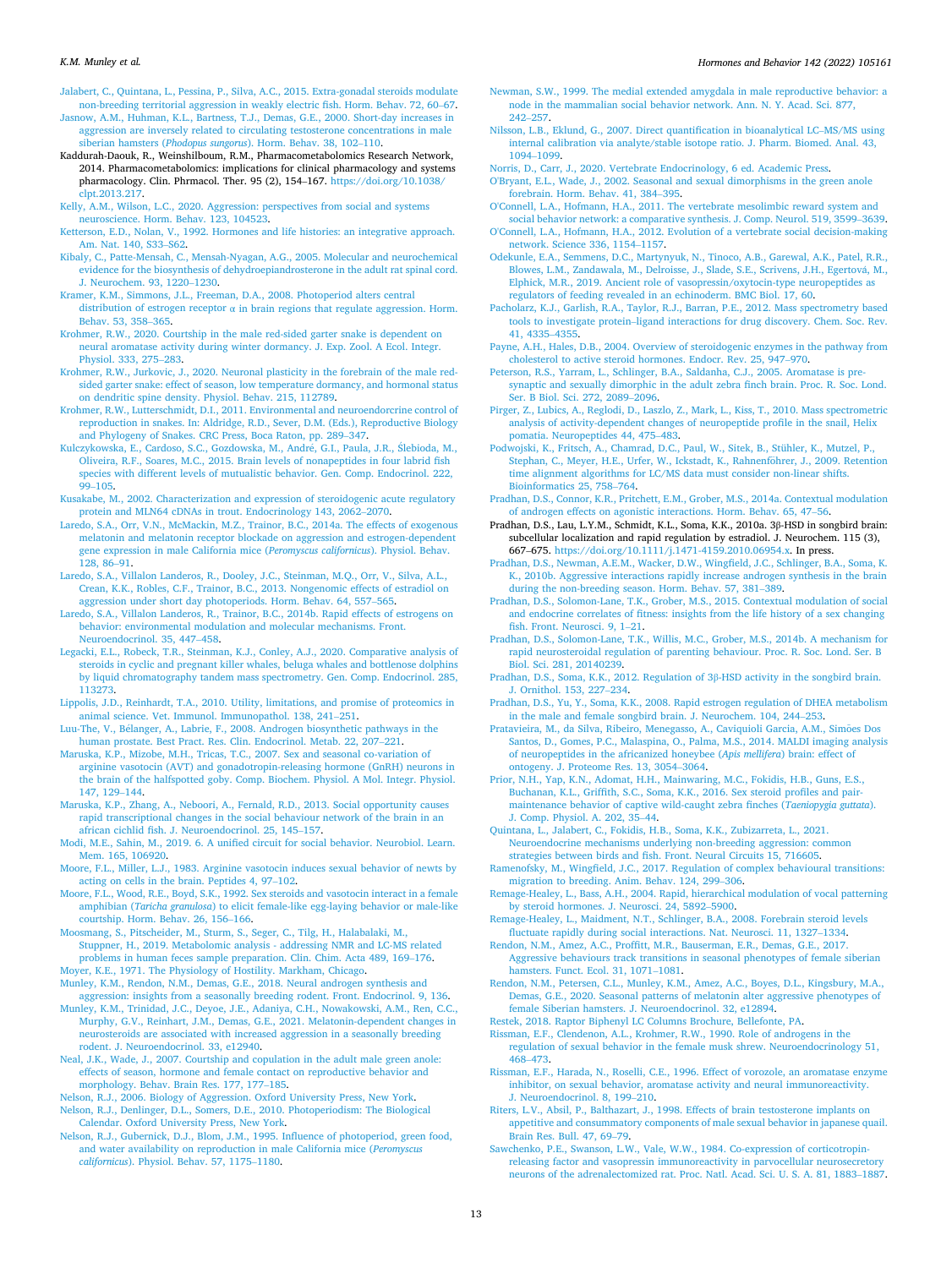Jalabert, C., Quintana, L., Pessina, P., Silva, A.C., 2015. Extra-gonadal steroids modulate non-breeding territorial aggression in weakly electric fish. Horm. Behav. 72, 60–67.

Jasnow, A.M., Huhman, K.L., Bartness, T.J., Demas, G.E., 2000. Short-day increases in aggression are inversely related to circulating testosterone concentrations in male siberian hamsters (*Phodopus sungorus*). Horm. Behav. 38, 102–110.

Kaddurah-Daouk, R., Weinshilbourn, R.M., Pharmacometabolomics Research Network, 2014. Pharmacometabolomics: implications for clinical pharmacology and systems pharmacology. Clin. Phrmacol. Ther. 95 (2), 154–167. https://doi.org/10.1038/clpt.2013.217.

Kelly, A.M., Wilson, L.C., 2020. Aggression: perspectives from social and systems neuroscience. Horm. Behav. 123, 104523.

Ketterson, E.D., Nolan, V., 1992. Hormones and life histories: an integrative approach. Am. Nat. 140, S33–S62.

Kibaly, C., Patte-Mensah, C., Mensah-Nyagan, A.G., 2005. Molecular and neurochemical evidence for the biosynthesis of dehydroepiandrosterone in the adult rat spinal cord. J. Neurochem. 93, 1220–1230.

Kramer, K.M., Simmons, J.L., Freeman, D.A., 2008. Photoperiod alters central distribution of estrogen receptor α in brain regions that regulate aggression. Horm. Behav. 53, 358–365.

Krohmer, R.W., 2020. Courtship in the male red-sided garter snake is dependent on neural aromatase activity during winter dormancy. J. Exp. Zool. A Ecol. Integr. Physiol. 333, 275–283.

Krohmer, R.W., Jurkovic, J., 2020. Neuronal plasticity in the forebrain of the male red-sided garter snake: effect of season, low temperature dormancy, and hormonal status on dendritic spine density. Physiol. Behav. 215, 112789.

Krohmer, R.W., Lutterschmidt, D.I., 2011. Environmental and neuroendocrine control of reproduction in snakes. In: Aldridge, R.D., Sever, D.M. (Eds.), Reproductive Biology and Phylogeny of Snakes. CRC Press, Boca Raton, pp. 289–347.

Kulczykowska, E., Cardoso, S.C., Gozdowska, M., André, G.I., Paula, J.R., Ślebioda, M., Oliveira, R.F., Soares, M.C., 2015. Brain levels of nonapeptides in four labrid fish species with different levels of mutualistic behavior. Gen. Comp. Endocrinol. 222, 99–105.

Kusakabe, M., 2002. Characterization and expression of steroidogenic acute regulatory protein and MLN64 cDNAs in trout. Endocrinology 143, 2062–2070.

Laredo, S.A., Orr, V.N., McMackin, M.Z., Trainor, B.C., 2014a. The effects of exogenous melatonin and melatonin receptor blockade on aggression and estrogen-dependent gene expression in male California mice (*Peromyscus californicus*). Physiol. Behav. 128, 86–91.

Laredo, S.A., Villalon Landeros, R., Dooley, J.C., Steinman, M.Q., Orr, V., Silva, A.L., Crean, K.K., Robles, C.F., Trainor, B.C., 2013. Nongenomic effects of estradiol on aggression under short day photoperiods. Horm. Behav. 64, 557–565.

Laredo, S.A., Villalon Landeros, R., Trainor, B.C., 2014b. Rapid effects of estrogens on behavior: environmental modulation and molecular mechanisms. Front. Neuroendocrinol. 35, 447–458.

Legacki, E.L., Robeck, T.R., Steinman, K.J., Conley, A.J., 2020. Comparative analysis of steroids in cyclic and pregnant killer whales, beluga whales and bottlenose dolphins by liquid chromatography tandem mass spectrometry. Gen. Comp. Endocrinol. 285, 113273.

Lippolis, J.D., Reinhardt, T.A., 2010. Utility, limitations, and promise of proteomics in animal science. Vet. Immunol. Immunopathol. 138, 241–251.

Luu-The, V., Bélanger, A., Labrie, F., 2008. Androgen biosynthetic pathways in the human prostate. Best Pract. Res. Clin. Endocrinol. Metab. 22, 207–221.

Maruska, K.P., Mizobe, M.H., Tricas, T.C., 2007. Sex and seasonal co-variation of arginine vasotocin (AVT) and gonadotropin-releasing hormone (GnRH) neurons in the brain of the halfspotted goby. Comp. Biochem. Physiol. A Mol. Integr. Physiol. 147, 129–144.

Maruska, K.P., Zhang, A., Neboori, A., Fernald, R.D., 2013. Social opportunity causes rapid transcriptional changes in the social behaviour network of the brain in an african cichlid fish. J. Neuroendocrinol. 25, 145–157.

Modi, M.E., Sahin, M., 2019. 6. A unified circuit for social behavior. Neurobiol. Learn. Mem. 165, 106920.

Moore, F.L., Miller, L.J., 1983. Arginine vasotocin induces sexual behavior of newts by acting on cells in the brain. Peptides 4, 97–102.

Moore, F.L., Wood, R.E., Boyd, S.K., 1992. Sex steroids and vasotocin interact in a female amphibian (*Taricha granulosa*) to elicit female-like egg-laying behavior or male-like courtship. Horm. Behav. 26, 156–166.

Moosmang, S., Pitscheider, M., Sturm, S., Seger, C., Tilg, H., Halabalaki, M., Stuppner, H., 2019. Metabolomic analysis - addressing NMR and LC-MS related problems in human feces sample preparation. Clin. Chim. Acta 489, 169–176.

Moyer, K.E., 1971. The Physiology of Hostility. Markham, Chicago.

Munley, K.M., Rendon, N.M., Demas, G.E., 2018. Neural androgen synthesis and aggression: insights from a seasonally breeding rodent. Front. Endocrinol. 9, 136.

Munley, K.M., Trinidad, J.C., Deyoe, J.E., Adaniya, C.H., Nowakowski, A.M., Ren, C.C., Murphy, G.V., Reinhart, J.M., Demas, G.E., 2021. Melatonin-dependent changes in neurosteroids are associated with increased aggression in a seasonally breeding rodent. J. Neuroendocrinol. 33, e12940.

Neal, J.K., Wade, J., 2007. Courtship and copulation in the adult male green anole: effects of season, hormone and female contact on reproductive behavior and morphology. Behav. Brain Res. 177, 177–185.

Nelson, R.J., 2006. Biology of Aggression. Oxford University Press, New York.

Nelson, R.J., Denlinger, D.L., Somers, D.E., 2010. Photoperiodism: The Biological Calendar. Oxford University Press, New York.

Nelson, R.J., Gubernick, D.J., Blom, J.M., 1995. Influence of photoperiod, green food, and water availability on reproduction in male California mice (*Peromyscus californicus*). Physiol. Behav. 57, 1175–1180.

Newman, S.W., 1999. The medial extended amygdala in male reproductive behavior: a node in the mammalian social behavior network. Ann. N. Y. Acad. Sci. 877, 242–257.

Nilsson, L.B., Eklund, G., 2007. Direct quantification in bioanalytical LC–MS/MS using internal calibration via analyte/stable isotope ratio. J. Pharm. Biomed. Anal. 43, 1094–1099.

Norris, D., Carr, J., 2020. Vertebrate Endocrinology, 6 ed. Academic Press.

O'Bryant, E.L., Wade, J., 2002. Seasonal and sexual dimorphisms in the green anole forebrain. Horm. Behav. 41, 384–395.

O'Connell, L.A., Hofmann, H.A., 2011. The vertebrate mesolimbic reward system and social behavior network: a comparative synthesis. J. Comp. Neurol. 519, 3599–3639.

O'Connell, L.A., Hofmann, H.A., 2012. Evolution of a vertebrate social decision-making network. Science 336, 1154–1157.

Odekunle, E.A., Semmens, D.C., Martynyuk, N., Tinoco, A.B., Garewal, A.K., Patel, R.R., Blowes, L.M., Zandawala, M., Delroisse, J., Slade, S.E., Scrivens, J.H., Egertová, M., Elphick, M.R., 2019. Ancient role of vasopressin/oxytocin-type neuropeptides as regulators of feeding revealed in an echinoderm. BMC Biol. 17, 60.

Pacholarz, K.J., Garlish, R.A., Taylor, R.J., Barran, P.E., 2012. Mass spectrometry based tools to investigate protein–ligand interactions for drug discovery. Chem. Soc. Rev. 41, 4335–4355.

Payne, A.H., Hales, D.B., 2004. Overview of steroidogenic enzymes in the pathway from cholesterol to active steroid hormones. Endocr. Rev. 25, 947–970.

Peterson, R.S., Yarram, L., Schlinger, B.A., Saldanha, C.J., 2005. Aromatase is pre-synaptic and sexually dimorphic in the adult zebra finch brain. Proc. R. Soc. Lond. Ser. B Biol. Sci. 272, 2089–2096.

Pirger, Z., Lubics, A., Reglodi, D., Laszlo, Z., Mark, L., Kiss, T., 2010. Mass spectrometric analysis of activity-dependent changes of neuropeptide profile in the snail, Helix pomatia. Neuropeptides 44, 475–483.

Podwojski, K., Fritsch, A., Chamrad, D.C., Paul, W., Sitek, B., Stühler, K., Mutzel, P., Stephan, C., Meyer, H.E., Urfer, W., Ickstadt, K., Rahnenführer, J., 2009. Retention time alignment algorithms for LC/MS data must consider non-linear shifts. Bioinformatics 25, 758–764.

Pradhan, D.S., Connor, K.R., Pritchett, E.M., Grober, M.S., 2014a. Contextual modulation of androgen effects on agonistic interactions. Horm. Behav. 65, 47–56.

Pradhan, D.S., Lau, L.Y.M., Schmidt, K.L., Soma, K.K., 2010a. 3β-HSD in songbird brain: subcellular localization and rapid regulation by estradiol. J. Neurochem. 115 (3), 667–675. https://doi.org/10.1111/j.1471-4159.2010.06954.x. In press.

Pradhan, D.S., Newman, A.E.M., Wacker, D.W., Wingfield, J.C., Schlinger, B.A., Soma, K.K., 2010b. Aggressive interactions rapidly increase androgen synthesis in the brain during the non-breeding season. Horm. Behav. 57, 381–389.

Pradhan, D.S., Solomon-Lane, T.K., Grober, M.S., 2015. Contextual modulation of social and endocrine correlates of fitness: insights from the life history of a sex changing fish. Front. Neurosci. 9, 1–21.

Pradhan, D.S., Solomon-Lane, T.K., Willis, M.C., Grober, M.S., 2014b. A mechanism for rapid neurosteroidal regulation of parenting behaviour. Proc. R. Soc. Lond. Ser. B Biol. Sci. 281, 20140239.

Pradhan, D.S., Soma, K.K., 2012. Regulation of 3β-HSD activity in the songbird brain. J. Ornithol. 153, 227–234.

Pradhan, D.S., Yu, Y., Soma, K.K., 2008. Rapid estrogen regulation of DHEA metabolism in the male and female songbird brain. J. Neurochem. 104, 244–253.

Pratavieira, M., da Silva, Ribeiro, Menegasso, A., Caviquioli Garcia, A.M., Simões Dos Santos, D., Gomes, P.C., Malaspina, O., Palma, M.S., 2014. MALDI imaging analysis of neuropeptides in the africanized honeybee (*Apis mellifera*) brain: effect of ontogeny. J. Proteome Res. 13, 3054–3064.

Prior, N.H., Yap, K.N., Adomat, H.H., Mainwaring, M.C., Fokidis, H.B., Guns, E.S., Buchanan, K.L., Griffith, S.C., Soma, K.K., 2016. Sex steroid profiles and pair-maintenance behavior of captive wild-caught zebra finches (*Taeniopygia guttata*). J. Comp. Physiol. A. 202, 35–44.

Quintana, L., Jalabert, C., Fokidis, H.B., Soma, K.K., Zubizarreta, L., 2021. Neuroendocrine mechanisms underlying non-breeding aggression: common strategies between birds and fish. Front. Neural Circuits 15, 716605.

Ramenofsky, M., Wingfield, J.C., 2017. Regulation of complex behavioural transitions: migration to breeding. Anim. Behav. 124, 299–306.

Remage-Healey, L., Bass, A.H., 2004. Rapid, hierarchical modulation of vocal patterning by steroid hormones. J. Neurosci. 24, 5892–5900.

Remage-Healey, L., Maidment, N.T., Schlinger, B.A., 2008. Forebrain steroid levels fluctuate rapidly during social interactions. Nat. Neurosci. 11, 1327–1334.

Rendon, N.M., Amez, A.C., Proffitt, M.R., Bauserman, E.R., Demas, G.E., 2017. Aggressive behaviours track transitions in seasonal phenotypes of female siberian hamsters. Funct. Ecol. 31, 1071–1081.

Rendon, N.M., Petersen, C.L., Munley, K.M., Amez, A.C., Boyes, D.L., Kingsbury, M.A., Demas, G.E., 2020. Seasonal patterns of melatonin alter aggressive phenotypes of female Siberian hamsters. J. Neuroendocrinol. 32, e12894.

Restek, 2018. Raptor Biphenyl LC Columns Brochure, Bellefonte, PA.

Rissman, E.F., Clendenon, A.L., Krohmer, R.W., 1990. Role of androgens in the regulation of sexual behavior in the female musk shrew. Neuroendocrinology 51, 468–473.

Rissman, E.F., Harada, N., Roselli, C.E., 1996. Effect of vorozole, an aromatase enzyme inhibitor, on sexual behavior, aromatase activity and neural immunoreactivity. J. Neuroendocrinol. 8, 199–210.

Riters, L.V., Absil, P., Balthazart, J., 1998. Effects of brain testosterone implants on appetitive and consummatory components of male sexual behavior in japanese quail. Brain Res. Bull. 47, 69–79.

Sawchenko, P.E., Swanson, L.W., Vale, W.W., 1984. Co-expression of corticotropin-releasing factor and vasopressin immunoreactivity in parvocellular neurosecretory neurons of the adrenalectomized rat. Proc. Natl. Acad. Sci. U. S. A. 81, 1883–1887.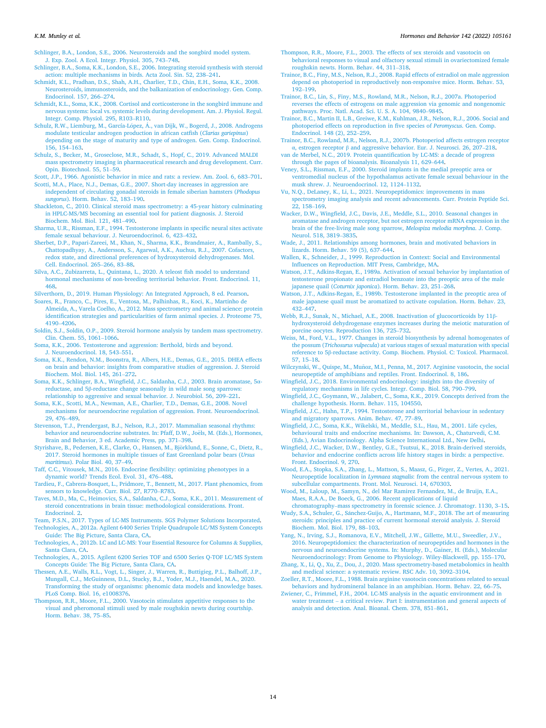Schlinger, B.A., London, S.E., 2006. Neurosteroids and the songbird model system. J. Exp. Zool. A Ecol. Integr. Physiol. 305, 743–748.

Schlinger, B.A., Soma, K.K., London, S.E., 2006. Integrating steroid synthesis with steroid action: multiple mechanisms in birds. Acta Zool. Sin. 52, 238–241.

Schmidt, K.L., Pradhan, D.S., Shah, A.H., Charlier, T.D., Chin, E.H., Soma, K.K., 2008. Neurosteroids, immunosteroids, and the balkanization of endocrinology. Gen. Comp. Endocrinol. 157, 266–274.

Schmidt, K.L., Soma, K.K., 2008. Cortisol and corticosterone in the songbird immune and nervous systems: local vs. systemic levels during development. Am. J. Physiol. Regul. Integr. Comp. Physiol. 295, R103–R110.

Schulz, R.W., Liemburg, M., García-López, Á., van Dijk, W., Bogerd, J., 2008. Androgens modulate testicular androgen production in african catfish (*Clarias gariepinus*) depending on the stage of maturity and type of androgen. Gen. Comp. Endocrinol. 156, 154–163.

Schulz, S., Becker, M., Groseclose, M.R., Schadt, S., Hopf, C., 2019. Advanced MALDI mass spectrometry imaging in pharmaceutical research and drug development. Curr. Opin. Biotechnol. 55, 51–59.

Scott, J.P., 1966. Agonistic behavior in mice and rats: a review. Am. Zool. 6, 683–701.

Scotti, M.A., Place, N.J., Demas, G.E., 2007. Short-day increases in aggression are independent of circulating gonadal steroids in female siberian hamsters (*Phodopus sungorus*). Horm. Behav. 52, 183–190.

Shackleton, C., 2010. Clinical steroid mass spectrometry: a 45-year history culminating in HPLC-MS/MS becoming an essential tool for patient diagnosis. J. Steroid Biochem. Mol. Biol. 121, 481–490.

Sharma, U.R., Rissman, E.F., 1994. Testosterone implants in specific neural sites activate female sexual behaviour. J. Neuroendocrinol. 6, 423–432.

Sherbet, D.P., Papari-Zareei, M., Khan, N., Sharma, K.K., Brandmaier, A., Rambally, S., Chattopadhyay, A., Andersson, S., Agarwal, A.K., Auchus, R.J., 2007. Cofactors, redox state, and directional preferences of hydroxysteroid dehydrogenases. Mol. Cell. Endocrinol. 265–266, 83–88.

Silva, A.C., Zubizarreta, L., Quintana, L., 2020. A teleost fish model to understand hormonal mechanisms of non-breeding territorial behavior. Front. Endocrinol. 11, 468.

Silverthorn, D., 2019. Human Physiology: An Integrated Approach, 8 ed. Pearson.

Soares, R., Franco, C., Pires, E., Ventosa, M., Palhinhas, R., Koci, K., Martinho de Almeida, A., Varela Coelho, A., 2012. Mass spectrometry and animal science: protein identification strategies and particularities of farm animal species. J. Proteome 75, 4190–4206.

Soldin, S.J., Soldin, O.P., 2009. Steroid hormone analysis by tandem mass spectrometry. Clin. Chem. 55, 1061–1066.

Soma, K.K., 2006. Testosterone and aggression: Berthold, birds and beyond. J. Neuroendocrinol. 18, 543–551.

Soma, K.K., Rendon, N.M., Boonstra, R., Albers, H.E., Demas, G.E., 2015. DHEA effects on brain and behavior: insights from comparative studies of aggression. J. Steroid Biochem. Mol. Biol. 145, 261–272.

Soma, K.K., Schlinger, B.A., Wingfield, J.C., Saldanha, C.J., 2003. Brain aromatase, 5α-reductase, and 5β-reductase change seasonally in wild male song sparrows: relationship to aggressive and sexual behavior. J. Neurobiol. 56, 209–221.

Soma, K.K., Scotti, M.A., Newman, A.E., Charlier, T.D., Demas, G.E., 2008. Novel mechanisms for neuroendocrine regulation of aggression. Front. Neuroendocrinol. 29, 476–489.

Stevenson, T.J., Prendergast, B.J., Nelson, R.J., 2017. Mammalian seasonal rhythms: behavior and neuroendocrine substrates. In: Pfaff, D.W., Joëls, M. (Eds.), Hormones, Brain and Behavior, 3 ed. Academic Press, pp. 371–398.

Styrishave, B., Pedersen, K.E., Clarke, O., Hansen, M., Björklund, E., Sonne, C., Dietz, R., 2017. Steroid hormones in multiple tissues of East Greenland polar bears (*Ursus maritimus*). Polar Biol. 40, 37–49.

Taff, C.C., Vitousek, M.N., 2016. Endocrine flexibility: optimizing phenotypes in a dynamic world? Trends Ecol. Evol. 31, 476–488.

Tardieu, F., Cabrera-Bosquet, L., Pridmore, T., Bennett, M., 2017. Plant phenomics, from sensors to knowledge. Curr. Biol. 27, R770–R783.

Taves, M.D., Ma, C., Heimovics, S.A., Saldanha, C.J., Soma, K.K., 2011. Measurement of steroid concentrations in brain tissue: methodological considerations. Front. Endocrinol. 2.

Team, P.S.N., 2017. Types of LC-MS Instruments. SGS Polymer Solutions Incorporated.

Technologies, A., 2012a. Agilent 6400 Series Triple Quadrupole LC/MS System Concepts Guide: The Big Picture, Santa Clara, CA.

Technologies, A., 2012b. LC and LC-MS: Your Essential Resource for Columns & Supplies, Santa Clara, CA.

Technologies, A., 2015. Agilent 6200 Series TOF and 6500 Series Q-TOF LC/MS System Concepts Guide: The Big Picture, Santa Clara, CA.

Thessen, A.E., Walls, R.L., Vogt, L., Singer, J., Warren, R., Buttigieg, P.L., Balhoff, J.P., Mungall, C.J., McGuinness, D.L., Stucky, B.J., Yoder, M.J., Haendel, M.A., 2020. Transforming the study of organisms: phenomic data models and knowledge bases. PLoS Comp. Biol. 16, e1008376.

Thompson, R.R., Moore, F.L., 2000. Vasotocin stimulates appetitive responses to the visual and pheromonal stimuli used by male roughskin newts during courtship. Horm. Behav. 38, 75–85.

Thompson, R.R., Moore, F.L., 2003. The effects of sex steroids and vasotocin on behavioral responses to visual and olfactory sexual stimuli in ovariectomized female roughskin newts. Horm. Behav. 44, 311–318.

Trainor, B.C., Finy, M.S., Nelson, R.J., 2008. Rapid effects of estradiol on male aggression depend on photoperiod in reproductively non-responsive mice. Horm. Behav. 53, 192–199.

Trainor, B.C., Lin, S., Finy, M.S., Rowland, M.R., Nelson, R.J., 2007a. Photoperiod reverses the effects of estrogens on male aggression via genomic and nongenomic pathways. Proc. Natl. Acad. Sci. U. S. A. 104, 9840–9845.

Trainor, B.C., Martin II, L.B., Greiwe, K.M., Kuhlman, J.R., Nelson, R.J., 2006. Social and photoperiod effects on reproduction in five species of *Peromyscus*. Gen. Comp. Endocrinol. 148 (2), 252–259.

Trainor, B.C., Rowland, M.R., Nelson, R.J., 2007b. Photoperiod affects estrogen receptor α, estrogen receptor β and aggressive behavior. Eur. J. Neurosci. 26, 207–218.

van de Merbel, N.C., 2019. Protein quantification by LC-MS: a decade of progress through the pages of bioanalysis. Bioanalysis 11, 629–644.

Veney, S.L., Rissman, E.F., 2000. Steroid implants in the medial preoptic area or ventromedial nucleus of the hypothalamus activate female sexual behaviour in the musk shrew. J. Neuroendocrinol. 12, 1124–1132.

Vu, N.Q., DeLaney, K., Li, L., 2021. Neuropeptidomics: improvements in mass spectrometry imaging analysis and recent advancements. Curr. Protein Peptide Sci. 22, 158–169.

Wacker, D.W., Wingfield, J.C., Davis, J.E., Meddle, S.L., 2010. Seasonal changes in aromatase and androgen receptor, but not estrogen receptor mRNA expression in the brain of the free-living male song sparrow, *Melospiza melodia morphna*. J. Comp. Neurol. 518, 3819–3835.

Wade, J., 2011. Relationships among hormones, brain and motivated behaviors in lizards. Horm. Behav. 59 (5), 637–644.

Wallen, K., Schneider, J., 1999. Reproduction in Context: Social and Environmental Influences on Reproduction. MIT Press, Cambridge, MA.

Watson, J.T., Adkins-Regan, E., 1989a. Activation of sexual behavior by implantation of testosterone propionate and estradiol benzoate into the preoptic area of the male japanese quail (*Coturnix japonica*). Horm. Behav. 23, 251–268.

Watson, J.T., Adkins-Regan, E., 1989b. Testosterone implanted in the preoptic area of male japanese quail must be aromatized to activate copulation. Horm. Behav. 23, 432–447.

Webb, R.J., Sunak, N., Michael, A.E., 2008. Inactivation of glucocorticoids by 11β-hydroxysteroid dehydrogenase enzymes increases during the meiotic maturation of porcine oocytes. Reproduction 136, 725–732.

Weiss, M., Ford, V.L., 1977. Changes in steroid biosynthesis by adrenal homogenates of the possum (*Trichosurus vulpecula*) at various stages of sexual maturation with special reference to 5β-reductase activity. Comp. Biochem. Physiol. C: Toxicol. Pharmacol. 57, 15–18.

Wilczynski, W., Quispe, M., Muñoz, M.I., Penna, M., 2017. Arginine vasotocin, the social neuropeptide of amphibians and reptiles. Front. Endocrinol. 8, 186.

Wingfield, J.C., 2018. Environmental endocrinology: insights into the diversity of regulatory mechanisms in life cycles. Integr. Comp. Biol. 58, 790–799.

Wingfield, J.C., Goymann, W., Jalabert, C., Soma, K.K., 2019. Concepts derived from the challenge hypothesis. Horm. Behav. 115, 104550.

Wingfield, J.C., Hahn, T.P., 1994. Testosterone and territorial behaviour in sedentary and migratory sparrows. Anim. Behav. 47, 77–89.

Wingfield, J.C., Soma, K.K., Wikelski, M., Meddle, S.L., Hau, M., 2001. Life cycles, behavioural traits and endocrine mechanisms. In: Dawson, A., Chaturvedi, C.M. (Eds.), Avian Endocrinology. Alpha Science International Ltd., New Delhi.

Wingfield, J.C., Wacker, D.W., Bentley, G.E., Tsutsui, K., 2018. Brain-derived steroids, behavior and endocrine conflicts across life history stages in birds: a perspective. Front. Endocrinol. 9, 270.

Wood, E.A., Stopka, S.A., Zhang, L., Mattson, S., Maasz, G., Pirger, Z., Vertes, A., 2021. Neuropeptide localization in *Lymnaea stagnalis*: from the central nervous system to subcellular compartments. Front. Mol. Neurosci. 14, 670303.

Wood, M., Laloup, M., Samyn, N., del Mar Ramirez Fernandez, M., de Bruijn, E.A., Maes, R.A.A., De Boeck, G., 2006. Recent applications of liquid chromatography–mass spectrometry in forensic science. J. Chromatogr. 1130, 3–15.

Wudy, S.A., Schuler, G., Sánchez-Guijo, A., Hartmann, M.F., 2018. The art of measuring steroids: principles and practice of current hormonal steroid analysis. J. Steroid Biochem. Mol. Biol. 179, 88–103.

Yang, N., Irving, S.J., Romanova, E.V., Mitchell, J.W., Gillette, M.U., Sweedler, J.V., 2016. Neuropeptidomics: the characterization of neuropeptides and hormones in the nervous and neuroendocrine systems. In: Murphy, D., Gainer, H. (Eds.), Molecular Neuroendocrinology: From Genome to Physiology. Wiley-Blackwell, pp. 155–170.

Zhang, X., Li, Q., Xu, Z., Dou, J., 2020. Mass spectrometry-based metabolomics in health and medical science: a systematic review. RSC Adv. 10, 3092–3104.

Zoeller, R.T., Moore, F.L., 1988. Brain arginine vasotocin concentrations related to sexual behaviors and hydromineral balance in an amphibian. Horm. Behav. 22, 66–75.

Zwiener, C., Frimmel, F.H., 2004. LC-MS analysis in the aquatic environment and in water treatment – a critical review. Part I: instrumentation and general aspects of analysis and detection. Anal. Bioanal. Chem. 378, 851–861.